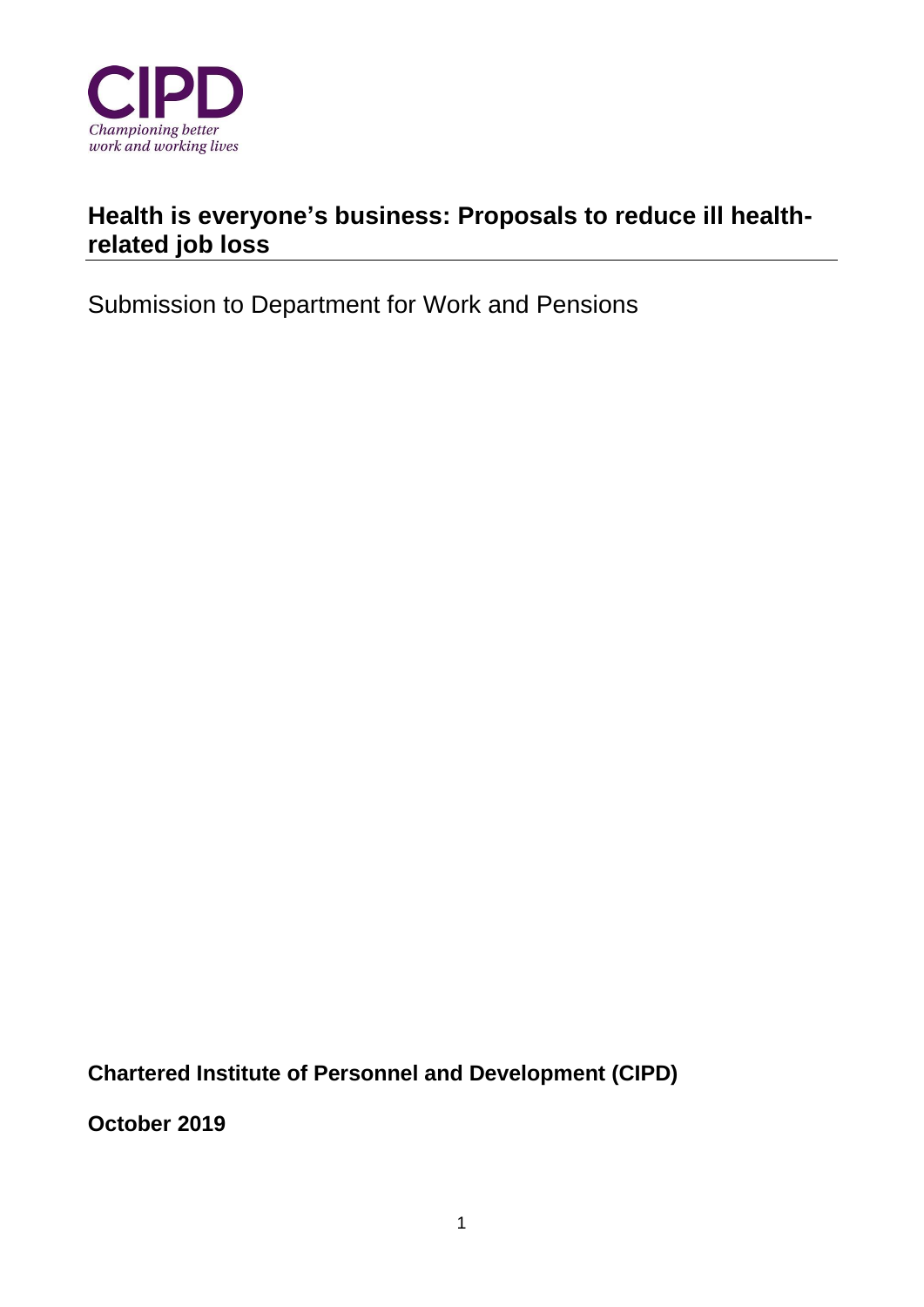CIPD

*Championing better work and working lives*

# Health is everyone's business: Proposals to reduce ill health-related job loss

Submission to Department for Work and Pensions

**Chartered Institute of Personnel and Development (CIPD)**

**October 2019**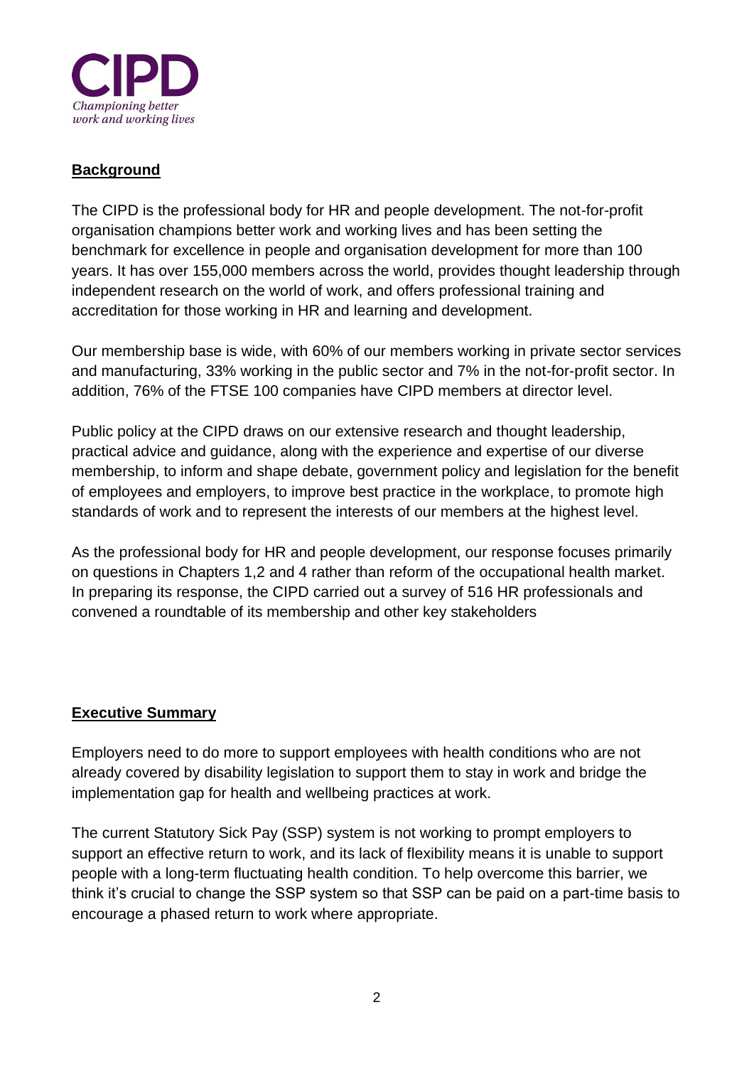## Background

The CIPD is the professional body for HR and people development. The not-for-profit organisation champions better work and working lives and has been setting the benchmark for excellence in people and organisation development for more than 100 years. It has over 155,000 members across the world, provides thought leadership through independent research on the world of work, and offers professional training and accreditation for those working in HR and learning and development.

Our membership base is wide, with 60% of our members working in private sector services and manufacturing, 33% working in the public sector and 7% in the not-for-profit sector. In addition, 76% of the FTSE 100 companies have CIPD members at director level.

Public policy at the CIPD draws on our extensive research and thought leadership, practical advice and guidance, along with the experience and expertise of our diverse membership, to inform and shape debate, government policy and legislation for the benefit of employees and employers, to improve best practice in the workplace, to promote high standards of work and to represent the interests of our members at the highest level.

As the professional body for HR and people development, our response focuses primarily on questions in Chapters 1,2 and 4 rather than reform of the occupational health market. In preparing its response, the CIPD carried out a survey of 516 HR professionals and convened a roundtable of its membership and other key stakeholders

## Executive Summary

Employers need to do more to support employees with health conditions who are not already covered by disability legislation to support them to stay in work and bridge the implementation gap for health and wellbeing practices at work.

The current Statutory Sick Pay (SSP) system is not working to prompt employers to support an effective return to work, and its lack of flexibility means it is unable to support people with a long-term fluctuating health condition. To help overcome this barrier, we think it's crucial to change the SSP system so that SSP can be paid on a part-time basis to encourage a phased return to work where appropriate.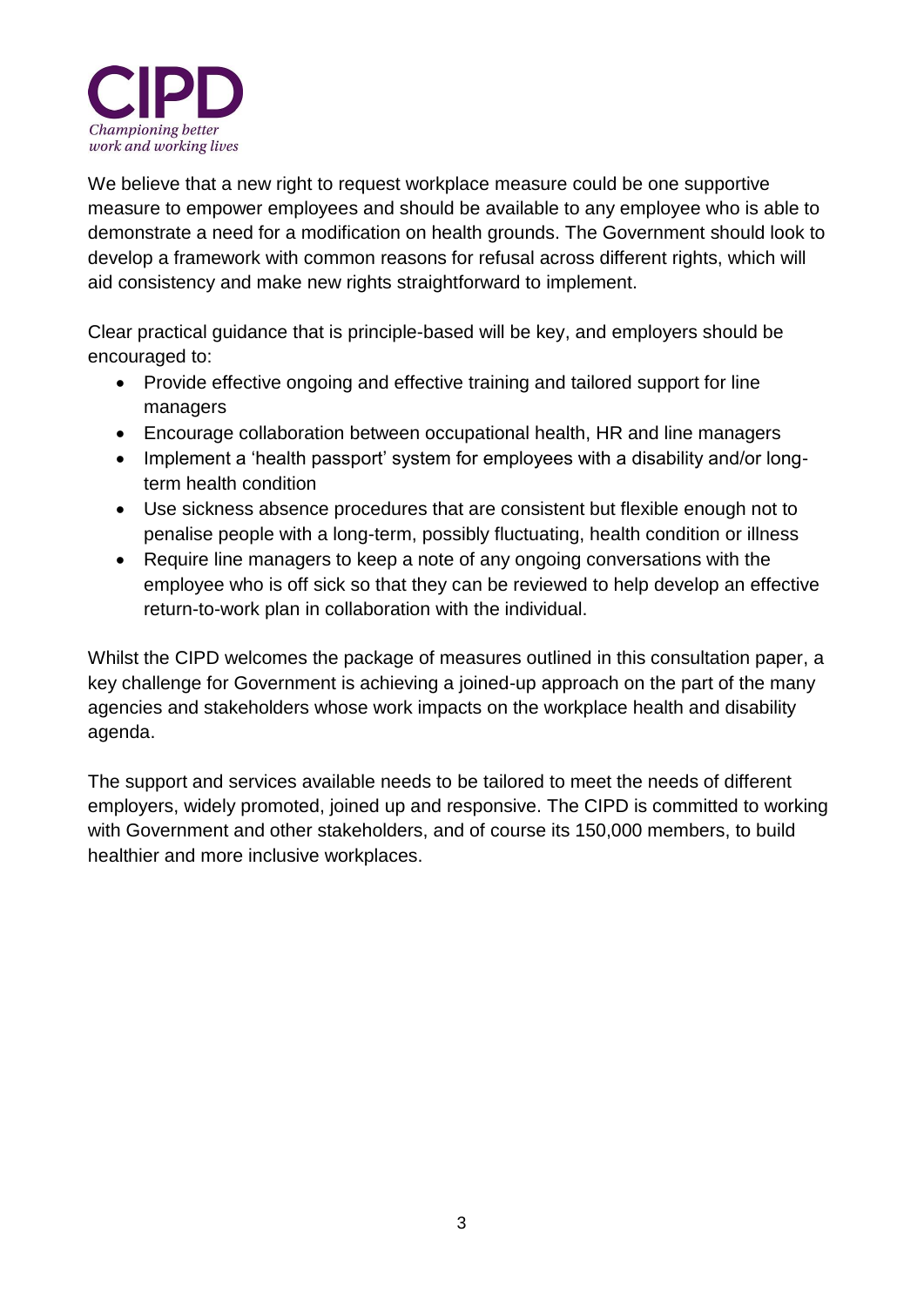We believe that a new right to request workplace measure could be one supportive measure to empower employees and should be available to any employee who is able to demonstrate a need for a modification on health grounds. The Government should look to develop a framework with common reasons for refusal across different rights, which will aid consistency and make new rights straightforward to implement.

Clear practical guidance that is principle-based will be key, and employers should be encouraged to:

- Provide effective ongoing and effective training and tailored support for line managers
- Encourage collaboration between occupational health, HR and line managers
- Implement a 'health passport' system for employees with a disability and/or long-term health condition
- Use sickness absence procedures that are consistent but flexible enough not to penalise people with a long-term, possibly fluctuating, health condition or illness
- Require line managers to keep a note of any ongoing conversations with the employee who is off sick so that they can be reviewed to help develop an effective return-to-work plan in collaboration with the individual.

Whilst the CIPD welcomes the package of measures outlined in this consultation paper, a key challenge for Government is achieving a joined-up approach on the part of the many agencies and stakeholders whose work impacts on the workplace health and disability agenda.

The support and services available needs to be tailored to meet the needs of different employers, widely promoted, joined up and responsive. The CIPD is committed to working with Government and other stakeholders, and of course its 150,000 members, to build healthier and more inclusive workplaces.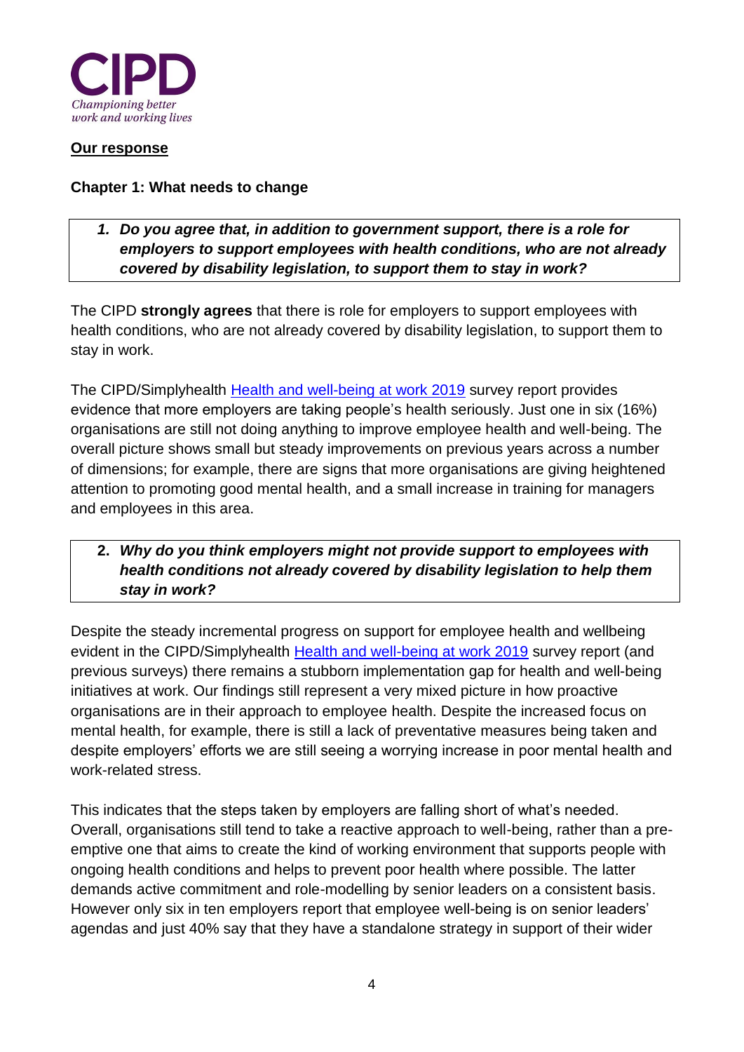**Our response**

**Chapter 1: What needs to change**

> ***1. Do you agree that, in addition to government support, there is a role for employers to support employees with health conditions, who are not already covered by disability legislation, to support them to stay in work?***

The CIPD **strongly agrees** that there is role for employers to support employees with health conditions, who are not already covered by disability legislation, to support them to stay in work.

The CIPD/Simplyhealth [Health and well-being at work 2019](#) survey report provides evidence that more employers are taking people's health seriously. Just one in six (16%) organisations are still not doing anything to improve employee health and well-being. The overall picture shows small but steady improvements on previous years across a number of dimensions; for example, there are signs that more organisations are giving heightened attention to promoting good mental health, and a small increase in training for managers and employees in this area.

> ***2. Why do you think employers might not provide support to employees with health conditions not already covered by disability legislation to help them stay in work?***

Despite the steady incremental progress on support for employee health and wellbeing evident in the CIPD/Simplyhealth [Health and well-being at work 2019](#) survey report (and previous surveys) there remains a stubborn implementation gap for health and well-being initiatives at work. Our findings still represent a very mixed picture in how proactive organisations are in their approach to employee health. Despite the increased focus on mental health, for example, there is still a lack of preventative measures being taken and despite employers' efforts we are still seeing a worrying increase in poor mental health and work-related stress.

This indicates that the steps taken by employers are falling short of what's needed. Overall, organisations still tend to take a reactive approach to well-being, rather than a pre-emptive one that aims to create the kind of working environment that supports people with ongoing health conditions and helps to prevent poor health where possible. The latter demands active commitment and role-modelling by senior leaders on a consistent basis. However only six in ten employers report that employee well-being is on senior leaders' agendas and just 40% say that they have a standalone strategy in support of their wider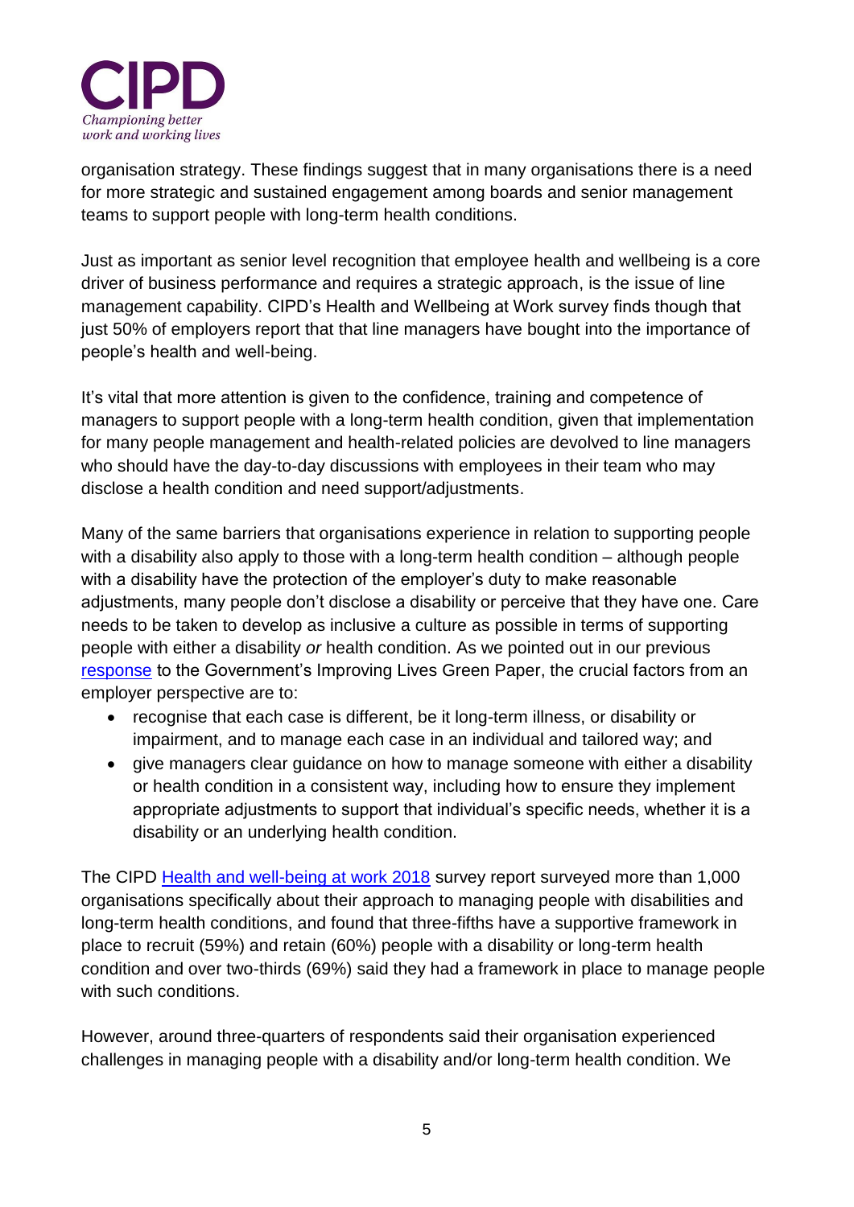organisation strategy. These findings suggest that in many organisations there is a need for more strategic and sustained engagement among boards and senior management teams to support people with long-term health conditions.

Just as important as senior level recognition that employee health and wellbeing is a core driver of business performance and requires a strategic approach, is the issue of line management capability. CIPD's Health and Wellbeing at Work survey finds though that just 50% of employers report that that line managers have bought into the importance of people's health and well-being.

It's vital that more attention is given to the confidence, training and competence of managers to support people with a long-term health condition, given that implementation for many people management and health-related policies are devolved to line managers who should have the day-to-day discussions with employees in their team who may disclose a health condition and need support/adjustments.

Many of the same barriers that organisations experience in relation to supporting people with a disability also apply to those with a long-term health condition – although people with a disability have the protection of the employer's duty to make reasonable adjustments, many people don't disclose a disability or perceive that they have one. Care needs to be taken to develop as inclusive a culture as possible in terms of supporting people with either a disability *or* health condition. As we pointed out in our previous [response](#) to the Government's Improving Lives Green Paper, the crucial factors from an employer perspective are to:

- recognise that each case is different, be it long-term illness, or disability or impairment, and to manage each case in an individual and tailored way; and
- give managers clear guidance on how to manage someone with either a disability or health condition in a consistent way, including how to ensure they implement appropriate adjustments to support that individual's specific needs, whether it is a disability or an underlying health condition.

The CIPD [Health and well-being at work 2018](#) survey report surveyed more than 1,000 organisations specifically about their approach to managing people with disabilities and long-term health conditions, and found that three-fifths have a supportive framework in place to recruit (59%) and retain (60%) people with a disability or long-term health condition and over two-thirds (69%) said they had a framework in place to manage people with such conditions.

However, around three-quarters of respondents said their organisation experienced challenges in managing people with a disability and/or long-term health condition. We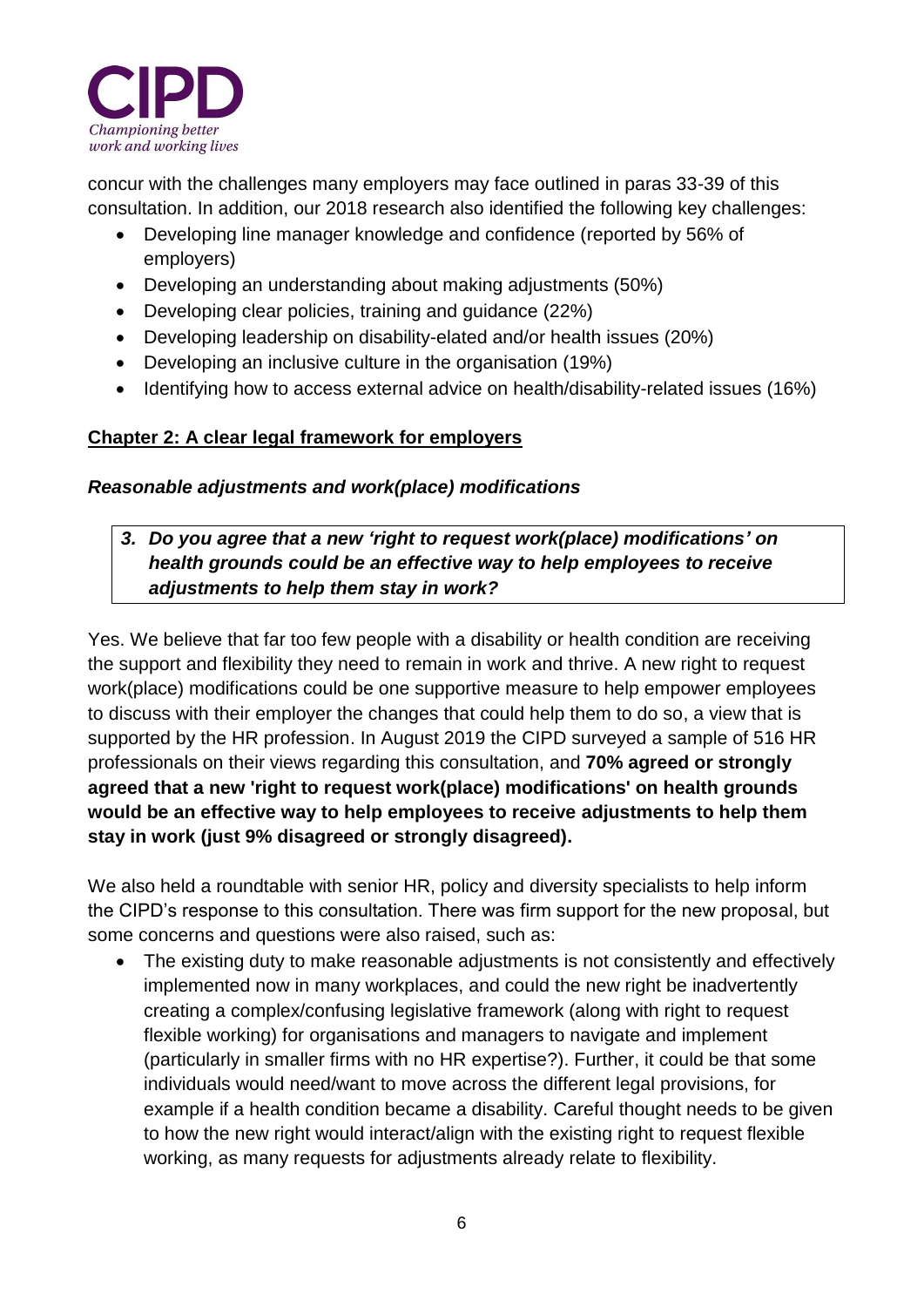concur with the challenges many employers may face outlined in paras 33-39 of this consultation. In addition, our 2018 research also identified the following key challenges:

- Developing line manager knowledge and confidence (reported by 56% of employers)
- Developing an understanding about making adjustments (50%)
- Developing clear policies, training and guidance (22%)
- Developing leadership on disability-elated and/or health issues (20%)
- Developing an inclusive culture in the organisation (19%)
- Identifying how to access external advice on health/disability-related issues (16%)

## Chapter 2: A clear legal framework for employers

### *Reasonable adjustments and work(place) modifications*

***3. Do you agree that a new 'right to request work(place) modifications' on health grounds could be an effective way to help employees to receive adjustments to help them stay in work?***

Yes. We believe that far too few people with a disability or health condition are receiving the support and flexibility they need to remain in work and thrive. A new right to request work(place) modifications could be one supportive measure to help empower employees to discuss with their employer the changes that could help them to do so, a view that is supported by the HR profession. In August 2019 the CIPD surveyed a sample of 516 HR professionals on their views regarding this consultation, and **70% agreed or strongly agreed that a new 'right to request work(place) modifications' on health grounds would be an effective way to help employees to receive adjustments to help them stay in work (just 9% disagreed or strongly disagreed).**

We also held a roundtable with senior HR, policy and diversity specialists to help inform the CIPD's response to this consultation. There was firm support for the new proposal, but some concerns and questions were also raised, such as:

- The existing duty to make reasonable adjustments is not consistently and effectively implemented now in many workplaces, and could the new right be inadvertently creating a complex/confusing legislative framework (along with right to request flexible working) for organisations and managers to navigate and implement (particularly in smaller firms with no HR expertise?). Further, it could be that some individuals would need/want to move across the different legal provisions, for example if a health condition became a disability. Careful thought needs to be given to how the new right would interact/align with the existing right to request flexible working, as many requests for adjustments already relate to flexibility.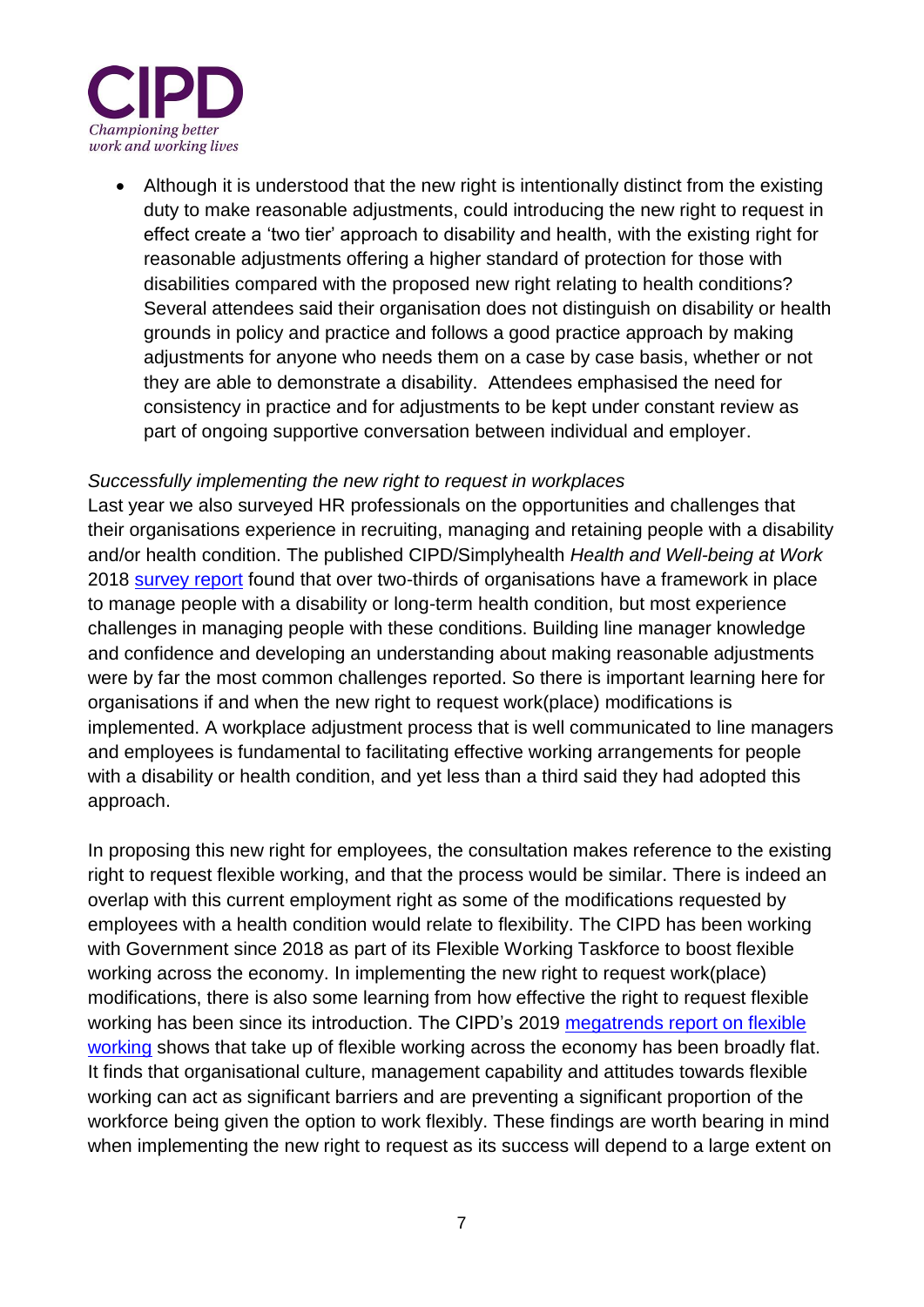- Although it is understood that the new right is intentionally distinct from the existing duty to make reasonable adjustments, could introducing the new right to request in effect create a 'two tier' approach to disability and health, with the existing right for reasonable adjustments offering a higher standard of protection for those with disabilities compared with the proposed new right relating to health conditions? Several attendees said their organisation does not distinguish on disability or health grounds in policy and practice and follows a good practice approach by making adjustments for anyone who needs them on a case by case basis, whether or not they are able to demonstrate a disability. Attendees emphasised the need for consistency in practice and for adjustments to be kept under constant review as part of ongoing supportive conversation between individual and employer.

*Successfully implementing the new right to request in workplaces*

Last year we also surveyed HR professionals on the opportunities and challenges that their organisations experience in recruiting, managing and retaining people with a disability and/or health condition. The published CIPD/Simplyhealth *Health and Well-being at Work* 2018 survey report found that over two-thirds of organisations have a framework in place to manage people with a disability or long-term health condition, but most experience challenges in managing people with these conditions. Building line manager knowledge and confidence and developing an understanding about making reasonable adjustments were by far the most common challenges reported. So there is important learning here for organisations if and when the new right to request work(place) modifications is implemented. A workplace adjustment process that is well communicated to line managers and employees is fundamental to facilitating effective working arrangements for people with a disability or health condition, and yet less than a third said they had adopted this approach.

In proposing this new right for employees, the consultation makes reference to the existing right to request flexible working, and that the process would be similar. There is indeed an overlap with this current employment right as some of the modifications requested by employees with a health condition would relate to flexibility. The CIPD has been working with Government since 2018 as part of its Flexible Working Taskforce to boost flexible working across the economy. In implementing the new right to request work(place) modifications, there is also some learning from how effective the right to request flexible working has been since its introduction. The CIPD's 2019 megatrends report on flexible working shows that take up of flexible working across the economy has been broadly flat. It finds that organisational culture, management capability and attitudes towards flexible working can act as significant barriers and are preventing a significant proportion of the workforce being given the option to work flexibly. These findings are worth bearing in mind when implementing the new right to request as its success will depend to a large extent on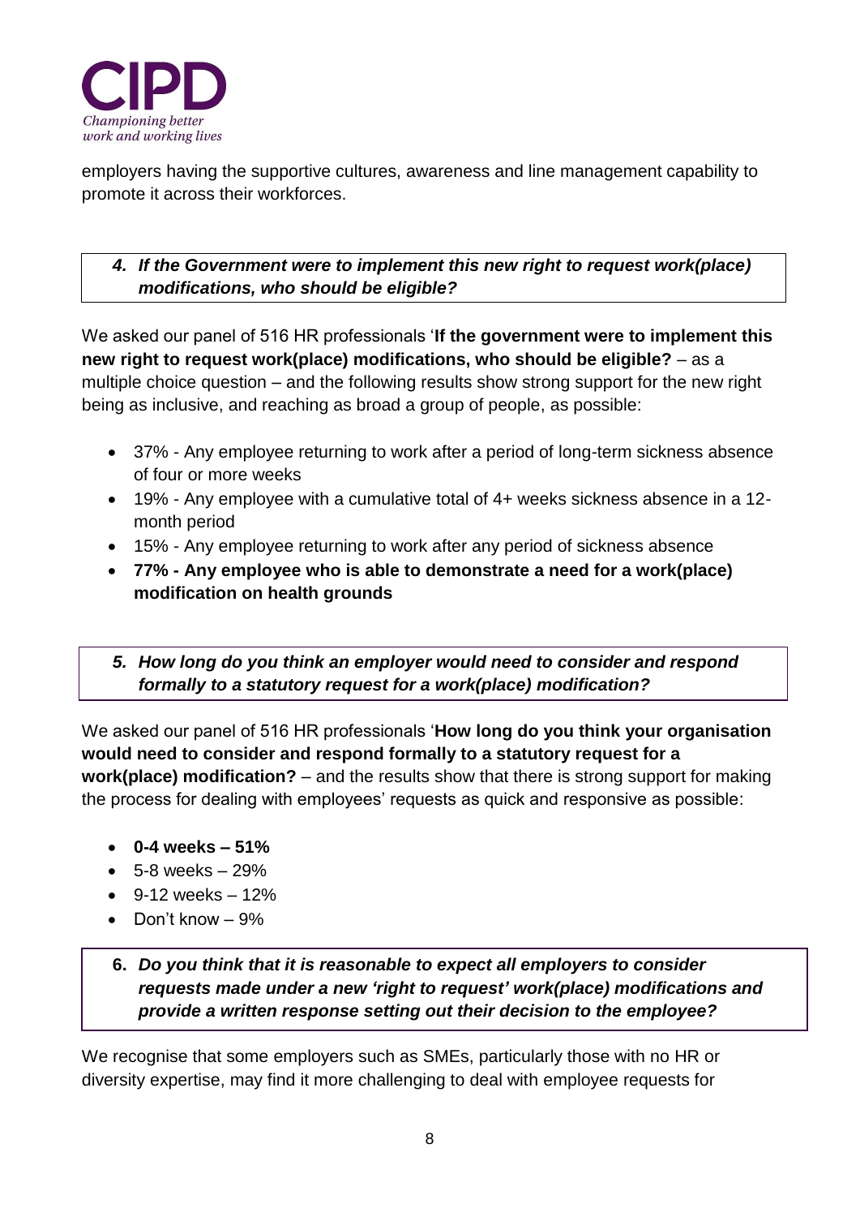employers having the supportive cultures, awareness and line management capability to promote it across their workforces.

***4. If the Government were to implement this new right to request work(place) modifications, who should be eligible?***

We asked our panel of 516 HR professionals '**If the government were to implement this new right to request work(place) modifications, who should be eligible?** – as a multiple choice question – and the following results show strong support for the new right being as inclusive, and reaching as broad a group of people, as possible:

- 37% - Any employee returning to work after a period of long-term sickness absence of four or more weeks
- 19% - Any employee with a cumulative total of 4+ weeks sickness absence in a 12-month period
- 15% - Any employee returning to work after any period of sickness absence
- **77% - Any employee who is able to demonstrate a need for a work(place) modification on health grounds**

***5. How long do you think an employer would need to consider and respond formally to a statutory request for a work(place) modification?***

We asked our panel of 516 HR professionals '**How long do you think your organisation would need to consider and respond formally to a statutory request for a work(place) modification?** – and the results show that there is strong support for making the process for dealing with employees' requests as quick and responsive as possible:

- **0-4 weeks – 51%**
- 5-8 weeks – 29%
- 9-12 weeks – 12%
- Don't know – 9%

***6. Do you think that it is reasonable to expect all employers to consider requests made under a new 'right to request' work(place) modifications and provide a written response setting out their decision to the employee?***

We recognise that some employers such as SMEs, particularly those with no HR or diversity expertise, may find it more challenging to deal with employee requests for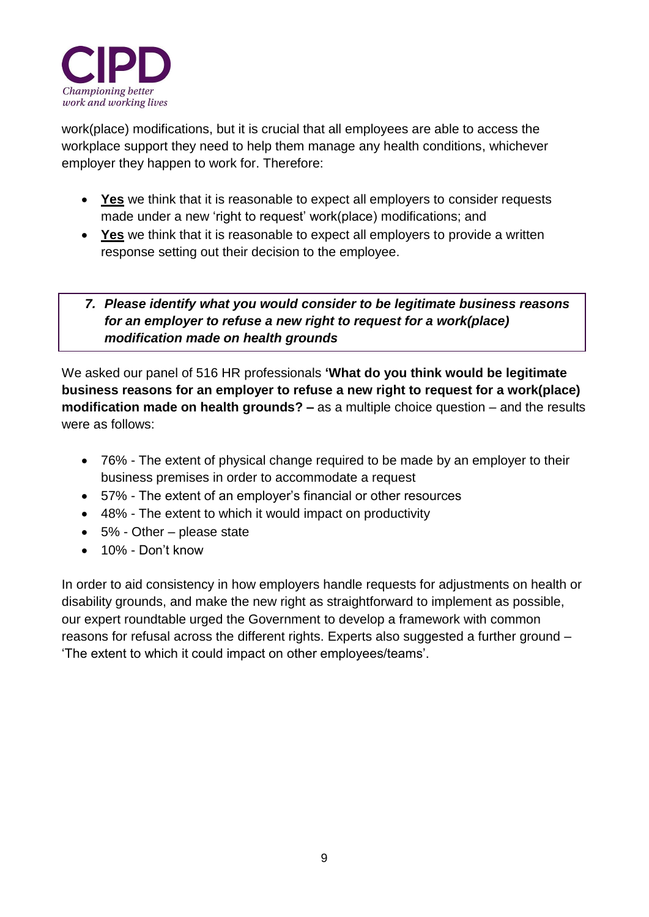work(place) modifications, but it is crucial that all employees are able to access the workplace support they need to help them manage any health conditions, whichever employer they happen to work for. Therefore:

- **Yes** we think that it is reasonable to expect all employers to consider requests made under a new 'right to request' work(place) modifications; and
- **Yes** we think that it is reasonable to expect all employers to provide a written response setting out their decision to the employee.

**7. *Please identify what you would consider to be legitimate business reasons for an employer to refuse a new right to request for a work(place) modification made on health grounds***

We asked our panel of 516 HR professionals **'What do you think would be legitimate business reasons for an employer to refuse a new right to request for a work(place) modification made on health grounds? –** as a multiple choice question – and the results were as follows:

- 76% - The extent of physical change required to be made by an employer to their business premises in order to accommodate a request
- 57% - The extent of an employer's financial or other resources
- 48% - The extent to which it would impact on productivity
- 5% - Other – please state
- 10% - Don't know

In order to aid consistency in how employers handle requests for adjustments on health or disability grounds, and make the new right as straightforward to implement as possible, our expert roundtable urged the Government to develop a framework with common reasons for refusal across the different rights. Experts also suggested a further ground – 'The extent to which it could impact on other employees/teams'.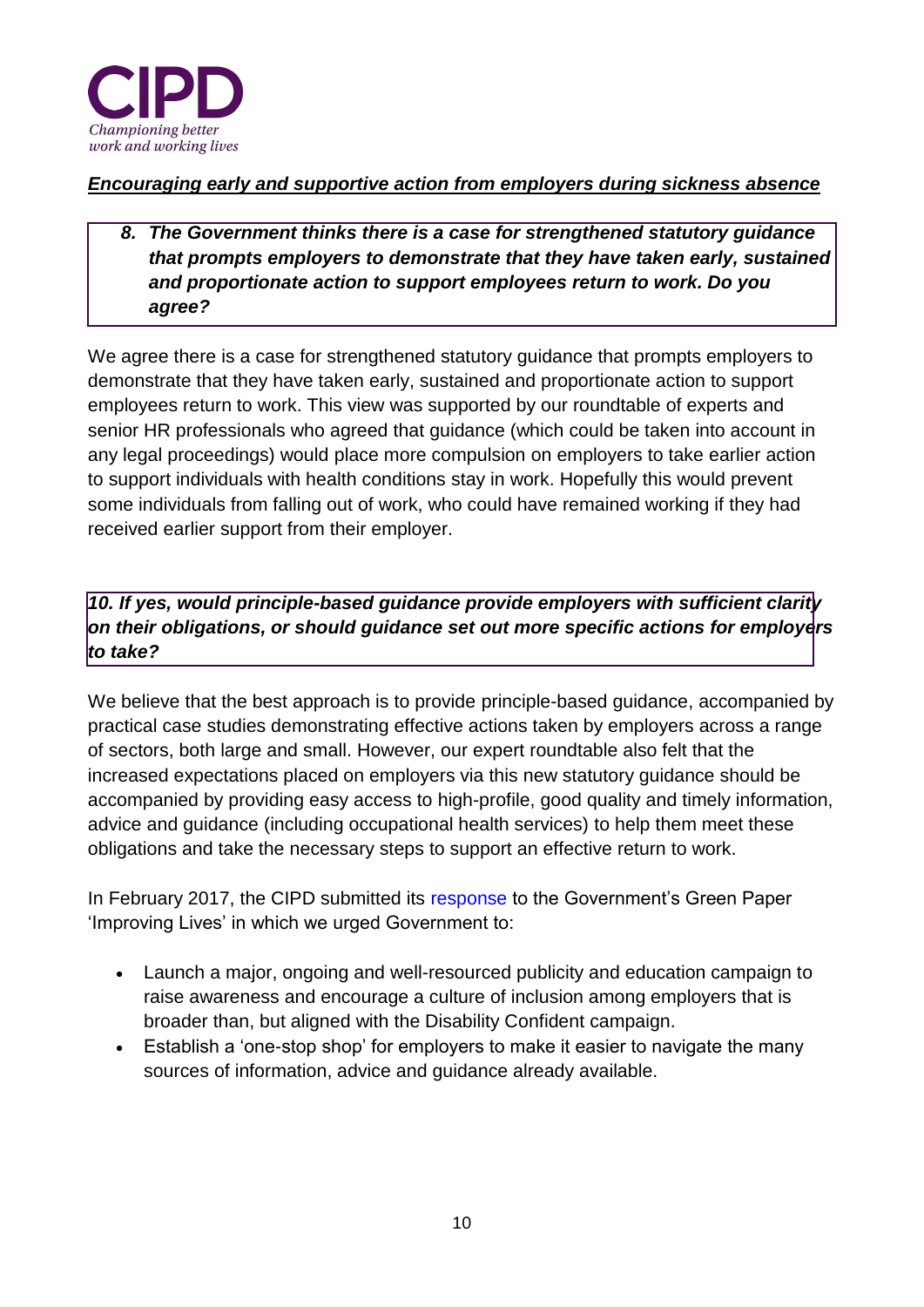***Encouraging early and supportive action from employers during sickness absence***

> **8. *The Government thinks there is a case for strengthened statutory guidance that prompts employers to demonstrate that they have taken early, sustained and proportionate action to support employees return to work. Do you agree?***

We agree there is a case for strengthened statutory guidance that prompts employers to demonstrate that they have taken early, sustained and proportionate action to support employees return to work. This view was supported by our roundtable of experts and senior HR professionals who agreed that guidance (which could be taken into account in any legal proceedings) would place more compulsion on employers to take earlier action to support individuals with health conditions stay in work. Hopefully this would prevent some individuals from falling out of work, who could have remained working if they had received earlier support from their employer.

> ***10. If yes, would principle-based guidance provide employers with sufficient clarity on their obligations, or should guidance set out more specific actions for employers to take?***

We believe that the best approach is to provide principle-based guidance, accompanied by practical case studies demonstrating effective actions taken by employers across a range of sectors, both large and small. However, our expert roundtable also felt that the increased expectations placed on employers via this new statutory guidance should be accompanied by providing easy access to high-profile, good quality and timely information, advice and guidance (including occupational health services) to help them meet these obligations and take the necessary steps to support an effective return to work.

In February 2017, the CIPD submitted its response to the Government's Green Paper 'Improving Lives' in which we urged Government to:

- Launch a major, ongoing and well-resourced publicity and education campaign to raise awareness and encourage a culture of inclusion among employers that is broader than, but aligned with the Disability Confident campaign.
- Establish a 'one-stop shop' for employers to make it easier to navigate the many sources of information, advice and guidance already available.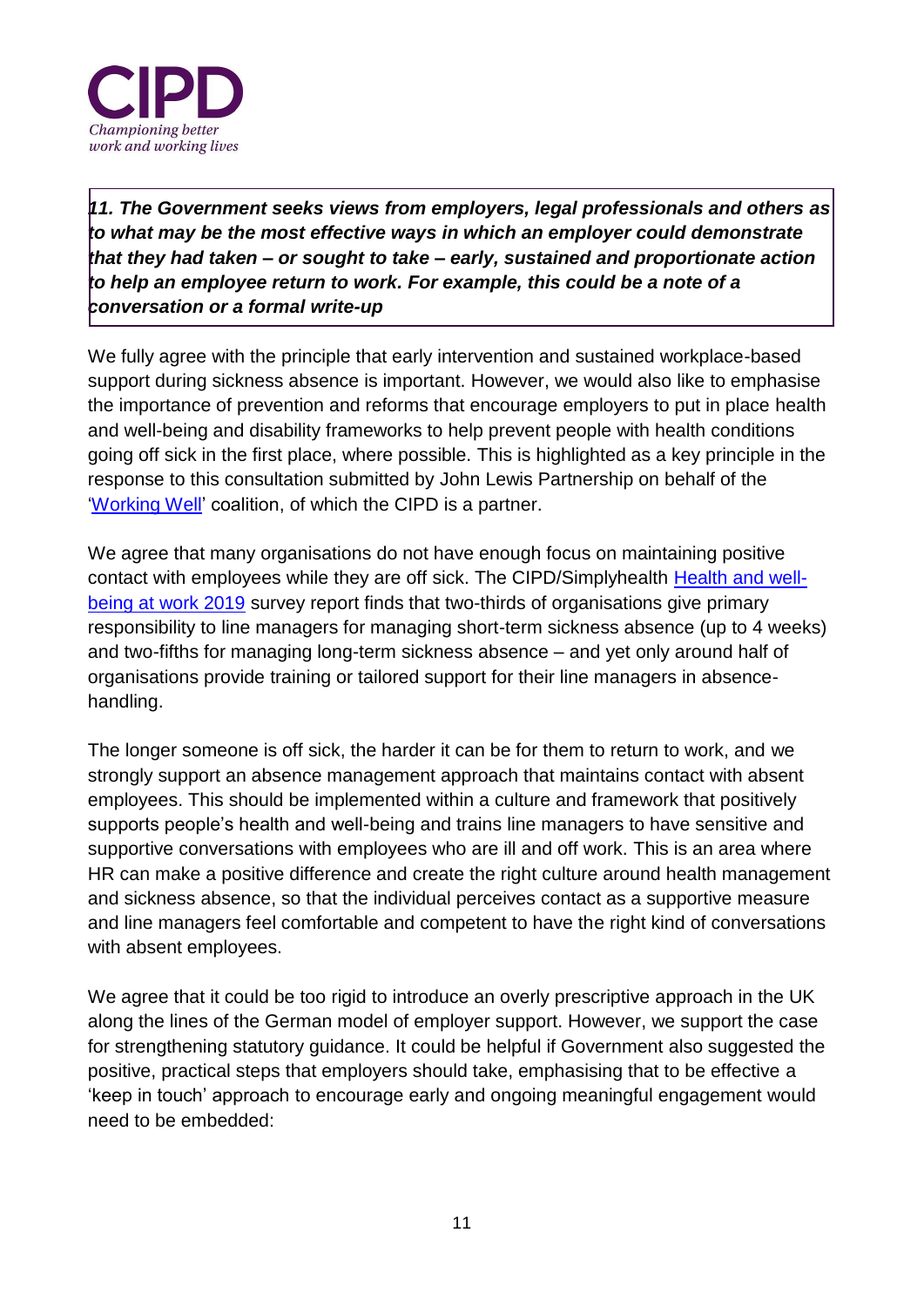***11. The Government seeks views from employers, legal professionals and others as to what may be the most effective ways in which an employer could demonstrate that they had taken – or sought to take – early, sustained and proportionate action to help an employee return to work. For example, this could be a note of a conversation or a formal write-up***

We fully agree with the principle that early intervention and sustained workplace-based support during sickness absence is important. However, we would also like to emphasise the importance of prevention and reforms that encourage employers to put in place health and well-being and disability frameworks to help prevent people with health conditions going off sick in the first place, where possible. This is highlighted as a key principle in the response to this consultation submitted by John Lewis Partnership on behalf of the 'Working Well' coalition, of which the CIPD is a partner.

We agree that many organisations do not have enough focus on maintaining positive contact with employees while they are off sick. The CIPD/Simplyhealth Health and well-being at work 2019 survey report finds that two-thirds of organisations give primary responsibility to line managers for managing short-term sickness absence (up to 4 weeks) and two-fifths for managing long-term sickness absence – and yet only around half of organisations provide training or tailored support for their line managers in absence-handling.

The longer someone is off sick, the harder it can be for them to return to work, and we strongly support an absence management approach that maintains contact with absent employees. This should be implemented within a culture and framework that positively supports people's health and well-being and trains line managers to have sensitive and supportive conversations with employees who are ill and off work. This is an area where HR can make a positive difference and create the right culture around health management and sickness absence, so that the individual perceives contact as a supportive measure and line managers feel comfortable and competent to have the right kind of conversations with absent employees.

We agree that it could be too rigid to introduce an overly prescriptive approach in the UK along the lines of the German model of employer support. However, we support the case for strengthening statutory guidance. It could be helpful if Government also suggested the positive, practical steps that employers should take, emphasising that to be effective a 'keep in touch' approach to encourage early and ongoing meaningful engagement would need to be embedded: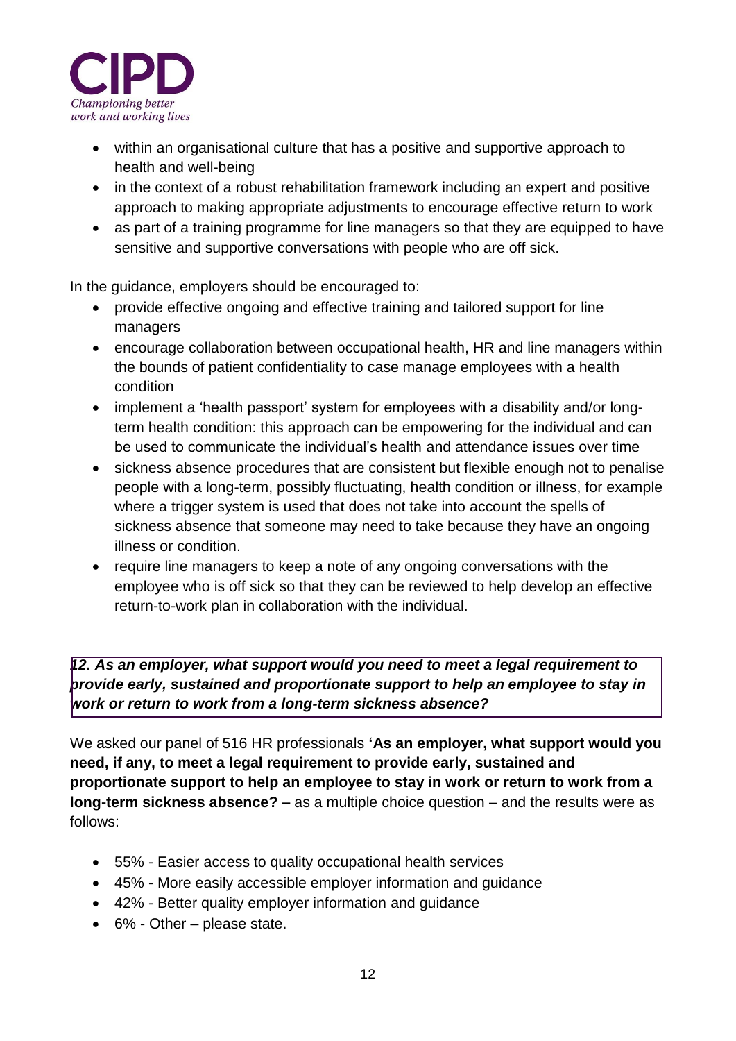- within an organisational culture that has a positive and supportive approach to health and well-being
- in the context of a robust rehabilitation framework including an expert and positive approach to making appropriate adjustments to encourage effective return to work
- as part of a training programme for line managers so that they are equipped to have sensitive and supportive conversations with people who are off sick.

In the guidance, employers should be encouraged to:

- provide effective ongoing and effective training and tailored support for line managers
- encourage collaboration between occupational health, HR and line managers within the bounds of patient confidentiality to case manage employees with a health condition
- implement a 'health passport' system for employees with a disability and/or long-term health condition: this approach can be empowering for the individual and can be used to communicate the individual's health and attendance issues over time
- sickness absence procedures that are consistent but flexible enough not to penalise people with a long-term, possibly fluctuating, health condition or illness, for example where a trigger system is used that does not take into account the spells of sickness absence that someone may need to take because they have an ongoing illness or condition.
- require line managers to keep a note of any ongoing conversations with the employee who is off sick so that they can be reviewed to help develop an effective return-to-work plan in collaboration with the individual.

***12. As an employer, what support would you need to meet a legal requirement to provide early, sustained and proportionate support to help an employee to stay in work or return to work from a long-term sickness absence?***

We asked our panel of 516 HR professionals **'As an employer, what support would you need, if any, to meet a legal requirement to provide early, sustained and proportionate support to help an employee to stay in work or return to work from a long-term sickness absence? –** as a multiple choice question – and the results were as follows:

- 55% - Easier access to quality occupational health services
- 45% - More easily accessible employer information and guidance
- 42% - Better quality employer information and guidance
- 6% - Other – please state.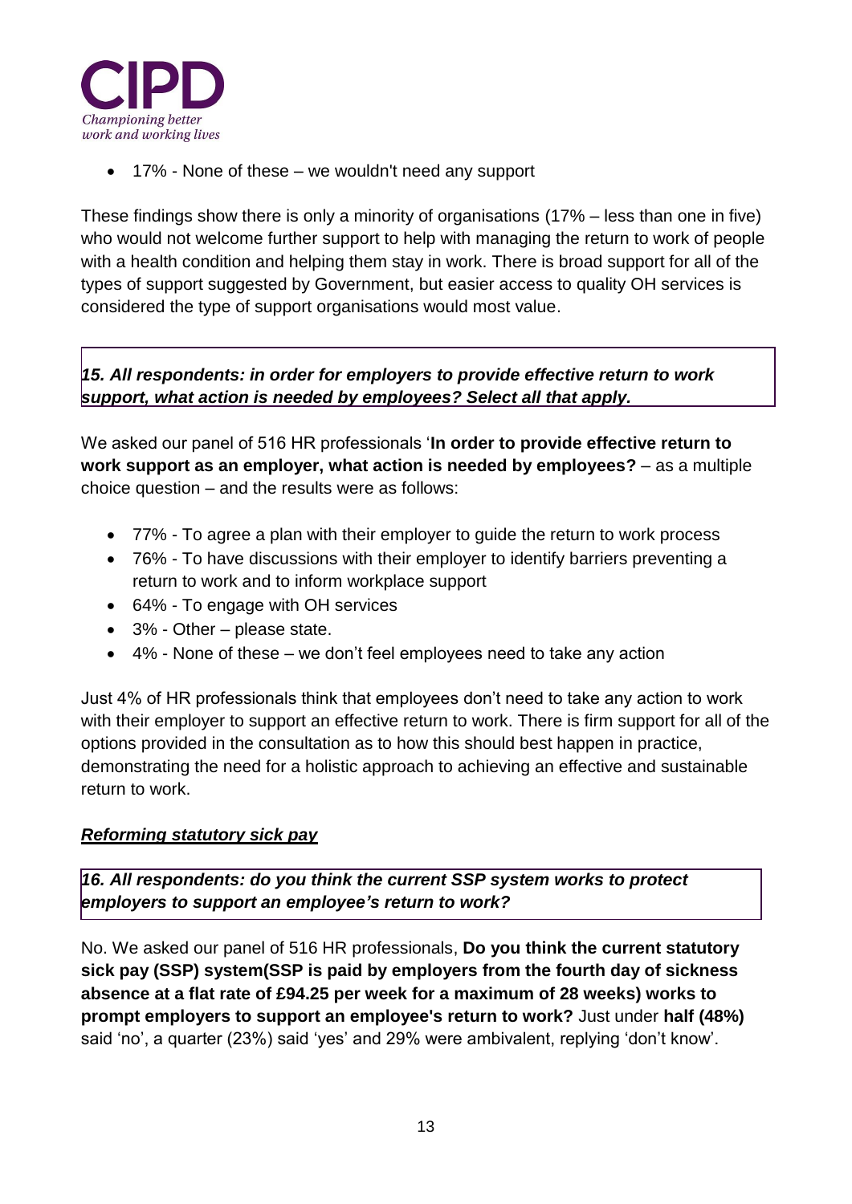- 17% - None of these – we wouldn't need any support

These findings show there is only a minority of organisations (17% – less than one in five) who would not welcome further support to help with managing the return to work of people with a health condition and helping them stay in work. There is broad support for all of the types of support suggested by Government, but easier access to quality OH services is considered the type of support organisations would most value.

***15. All respondents: in order for employers to provide effective return to work support, what action is needed by employees? Select all that apply.***

We asked our panel of 516 HR professionals '**In order to provide effective return to work support as an employer, what action is needed by employees?** – as a multiple choice question – and the results were as follows:

- 77% - To agree a plan with their employer to guide the return to work process
- 76% - To have discussions with their employer to identify barriers preventing a return to work and to inform workplace support
- 64% - To engage with OH services
- 3% - Other – please state.
- 4% - None of these – we don't feel employees need to take any action

Just 4% of HR professionals think that employees don't need to take any action to work with their employer to support an effective return to work. There is firm support for all of the options provided in the consultation as to how this should best happen in practice, demonstrating the need for a holistic approach to achieving an effective and sustainable return to work.

## ***Reforming statutory sick pay***

***16. All respondents: do you think the current SSP system works to protect employers to support an employee's return to work?***

No. We asked our panel of 516 HR professionals, **Do you think the current statutory sick pay (SSP) system(SSP is paid by employers from the fourth day of sickness absence at a flat rate of £94.25 per week for a maximum of 28 weeks) works to prompt employers to support an employee's return to work?** Just under **half (48%)** said 'no', a quarter (23%) said 'yes' and 29% were ambivalent, replying 'don't know'.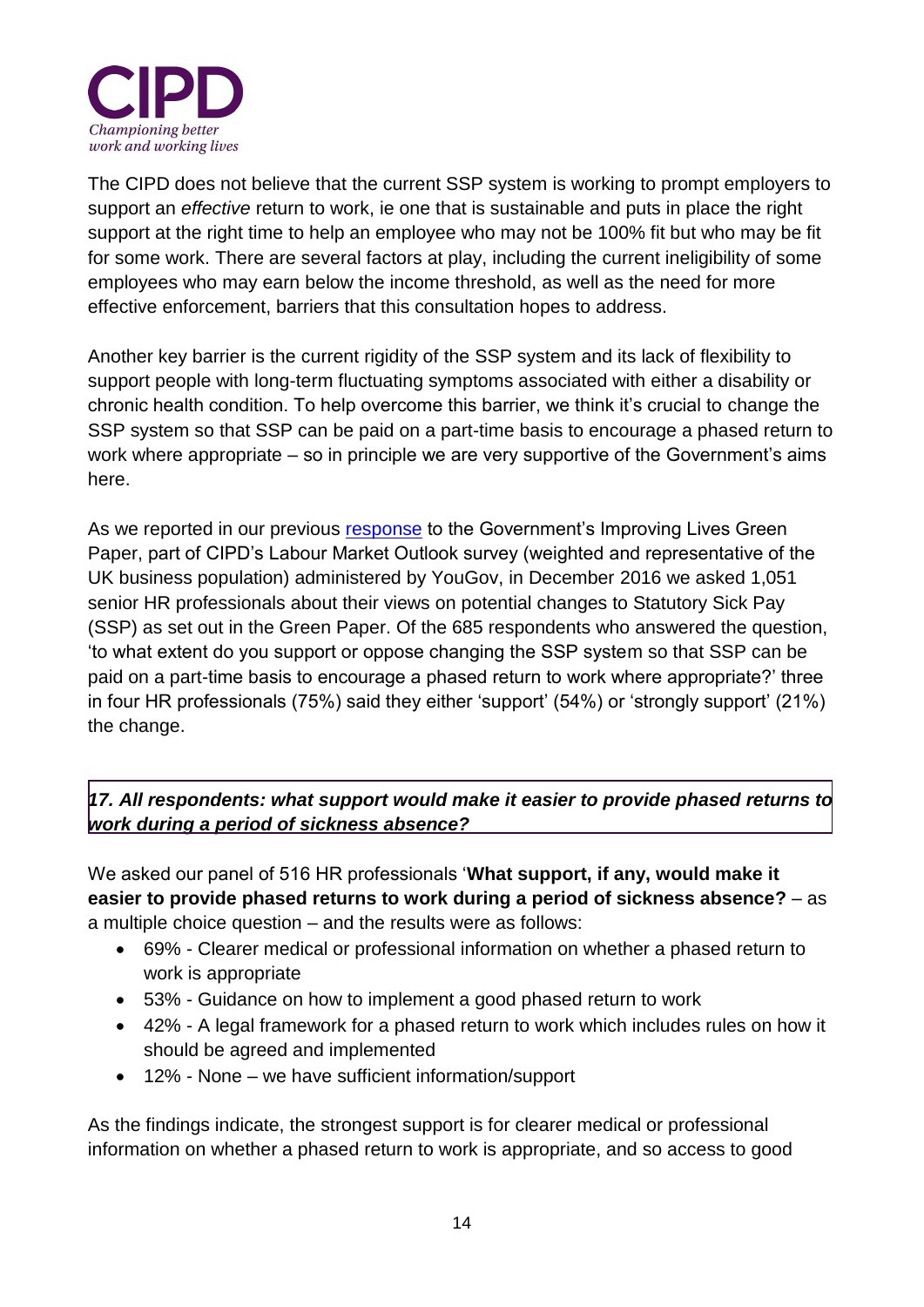The CIPD does not believe that the current SSP system is working to prompt employers to support an *effective* return to work, ie one that is sustainable and puts in place the right support at the right time to help an employee who may not be 100% fit but who may be fit for some work. There are several factors at play, including the current ineligibility of some employees who may earn below the income threshold, as well as the need for more effective enforcement, barriers that this consultation hopes to address.

Another key barrier is the current rigidity of the SSP system and its lack of flexibility to support people with long-term fluctuating symptoms associated with either a disability or chronic health condition. To help overcome this barrier, we think it's crucial to change the SSP system so that SSP can be paid on a part-time basis to encourage a phased return to work where appropriate – so in principle we are very supportive of the Government's aims here.

As we reported in our previous response to the Government's Improving Lives Green Paper, part of CIPD's Labour Market Outlook survey (weighted and representative of the UK business population) administered by YouGov, in December 2016 we asked 1,051 senior HR professionals about their views on potential changes to Statutory Sick Pay (SSP) as set out in the Green Paper. Of the 685 respondents who answered the question, 'to what extent do you support or oppose changing the SSP system so that SSP can be paid on a part-time basis to encourage a phased return to work where appropriate?' three in four HR professionals (75%) said they either 'support' (54%) or 'strongly support' (21%) the change.

### *17. All respondents: what support would make it easier to provide phased returns to work during a period of sickness absence?*

We asked our panel of 516 HR professionals '**What support, if any, would make it easier to provide phased returns to work during a period of sickness absence?** – as a multiple choice question – and the results were as follows:

- 69% - Clearer medical or professional information on whether a phased return to work is appropriate
- 53% - Guidance on how to implement a good phased return to work
- 42% - A legal framework for a phased return to work which includes rules on how it should be agreed and implemented
- 12% - None – we have sufficient information/support

As the findings indicate, the strongest support is for clearer medical or professional information on whether a phased return to work is appropriate, and so access to good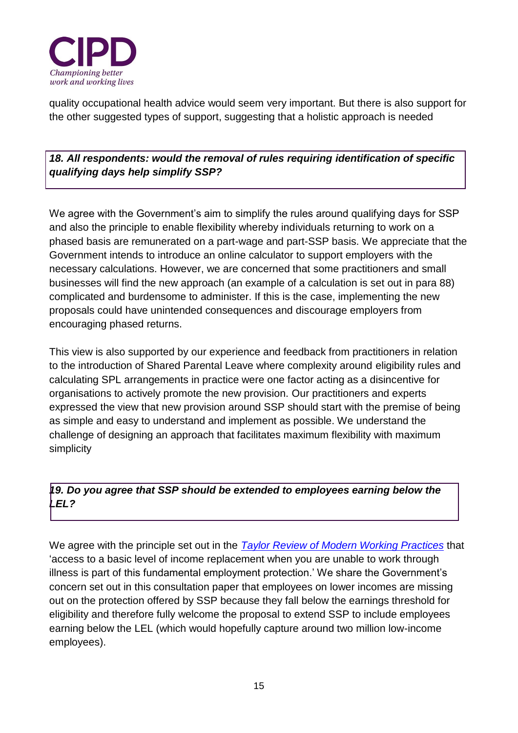quality occupational health advice would seem very important. But there is also support for the other suggested types of support, suggesting that a holistic approach is needed

***18. All respondents: would the removal of rules requiring identification of specific qualifying days help simplify SSP?***

We agree with the Government's aim to simplify the rules around qualifying days for SSP and also the principle to enable flexibility whereby individuals returning to work on a phased basis are remunerated on a part-wage and part-SSP basis. We appreciate that the Government intends to introduce an online calculator to support employers with the necessary calculations. However, we are concerned that some practitioners and small businesses will find the new approach (an example of a calculation is set out in para 88) complicated and burdensome to administer. If this is the case, implementing the new proposals could have unintended consequences and discourage employers from encouraging phased returns.

This view is also supported by our experience and feedback from practitioners in relation to the introduction of Shared Parental Leave where complexity around eligibility rules and calculating SPL arrangements in practice were one factor acting as a disincentive for organisations to actively promote the new provision. Our practitioners and experts expressed the view that new provision around SSP should start with the premise of being as simple and easy to understand and implement as possible. We understand the challenge of designing an approach that facilitates maximum flexibility with maximum simplicity

***19. Do you agree that SSP should be extended to employees earning below the LEL?***

We agree with the principle set out in the *Taylor Review of Modern Working Practices* that 'access to a basic level of income replacement when you are unable to work through illness is part of this fundamental employment protection.' We share the Government's concern set out in this consultation paper that employees on lower incomes are missing out on the protection offered by SSP because they fall below the earnings threshold for eligibility and therefore fully welcome the proposal to extend SSP to include employees earning below the LEL (which would hopefully capture around two million low-income employees).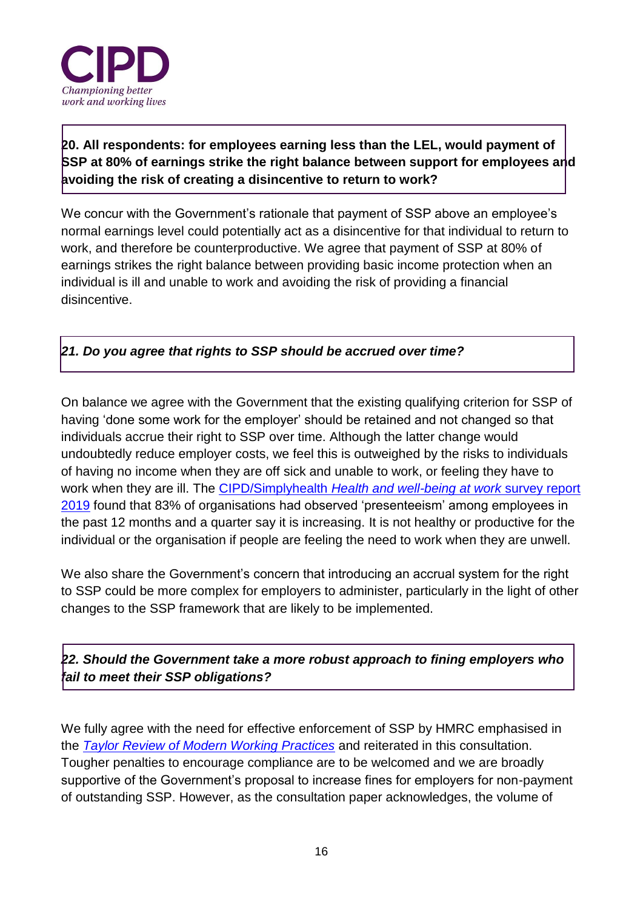**20. All respondents: for employees earning less than the LEL, would payment of SSP at 80% of earnings strike the right balance between support for employees and avoiding the risk of creating a disincentive to return to work?**

We concur with the Government's rationale that payment of SSP above an employee's normal earnings level could potentially act as a disincentive for that individual to return to work, and therefore be counterproductive. We agree that payment of SSP at 80% of earnings strikes the right balance between providing basic income protection when an individual is ill and unable to work and avoiding the risk of providing a financial disincentive.

***21. Do you agree that rights to SSP should be accrued over time?***

On balance we agree with the Government that the existing qualifying criterion for SSP of having 'done some work for the employer' should be retained and not changed so that individuals accrue their right to SSP over time. Although the latter change would undoubtedly reduce employer costs, we feel this is outweighed by the risks to individuals of having no income when they are off sick and unable to work, or feeling they have to work when they are ill. The CIPD/Simplyhealth *Health and well-being at work* survey report 2019 found that 83% of organisations had observed 'presenteeism' among employees in the past 12 months and a quarter say it is increasing. It is not healthy or productive for the individual or the organisation if people are feeling the need to work when they are unwell.

We also share the Government's concern that introducing an accrual system for the right to SSP could be more complex for employers to administer, particularly in the light of other changes to the SSP framework that are likely to be implemented.

***22. Should the Government take a more robust approach to fining employers who fail to meet their SSP obligations?***

We fully agree with the need for effective enforcement of SSP by HMRC emphasised in the *Taylor Review of Modern Working Practices* and reiterated in this consultation. Tougher penalties to encourage compliance are to be welcomed and we are broadly supportive of the Government's proposal to increase fines for employers for non-payment of outstanding SSP. However, as the consultation paper acknowledges, the volume of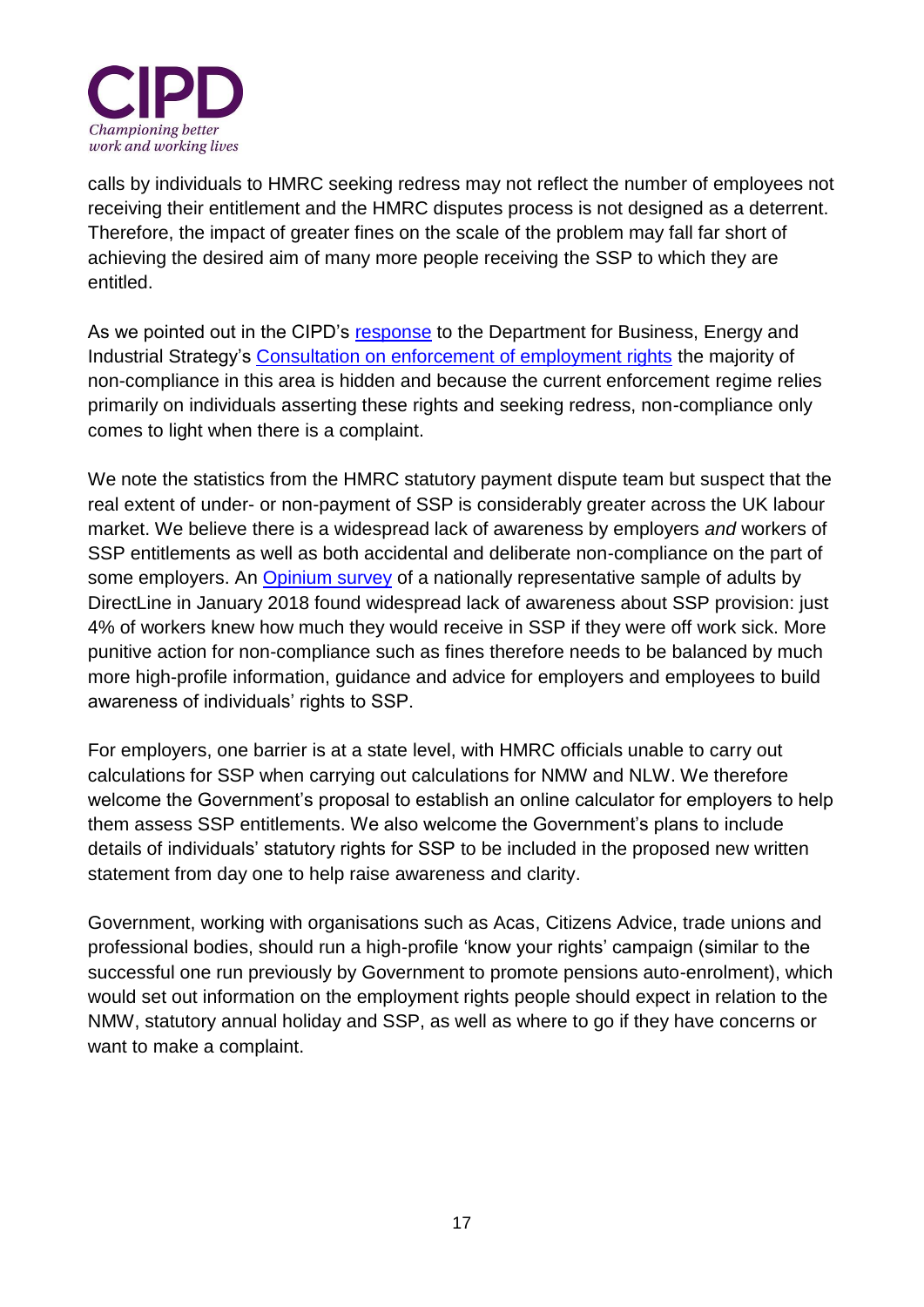calls by individuals to HMRC seeking redress may not reflect the number of employees not receiving their entitlement and the HMRC disputes process is not designed as a deterrent. Therefore, the impact of greater fines on the scale of the problem may fall far short of achieving the desired aim of many more people receiving the SSP to which they are entitled.

As we pointed out in the CIPD's response to the Department for Business, Energy and Industrial Strategy's Consultation on enforcement of employment rights the majority of non-compliance in this area is hidden and because the current enforcement regime relies primarily on individuals asserting these rights and seeking redress, non-compliance only comes to light when there is a complaint.

We note the statistics from the HMRC statutory payment dispute team but suspect that the real extent of under- or non-payment of SSP is considerably greater across the UK labour market. We believe there is a widespread lack of awareness by employers *and* workers of SSP entitlements as well as both accidental and deliberate non-compliance on the part of some employers. An Opinium survey of a nationally representative sample of adults by DirectLine in January 2018 found widespread lack of awareness about SSP provision: just 4% of workers knew how much they would receive in SSP if they were off work sick. More punitive action for non-compliance such as fines therefore needs to be balanced by much more high-profile information, guidance and advice for employers and employees to build awareness of individuals' rights to SSP.

For employers, one barrier is at a state level, with HMRC officials unable to carry out calculations for SSP when carrying out calculations for NMW and NLW. We therefore welcome the Government's proposal to establish an online calculator for employers to help them assess SSP entitlements. We also welcome the Government's plans to include details of individuals' statutory rights for SSP to be included in the proposed new written statement from day one to help raise awareness and clarity.

Government, working with organisations such as Acas, Citizens Advice, trade unions and professional bodies, should run a high-profile 'know your rights' campaign (similar to the successful one run previously by Government to promote pensions auto-enrolment), which would set out information on the employment rights people should expect in relation to the NMW, statutory annual holiday and SSP, as well as where to go if they have concerns or want to make a complaint.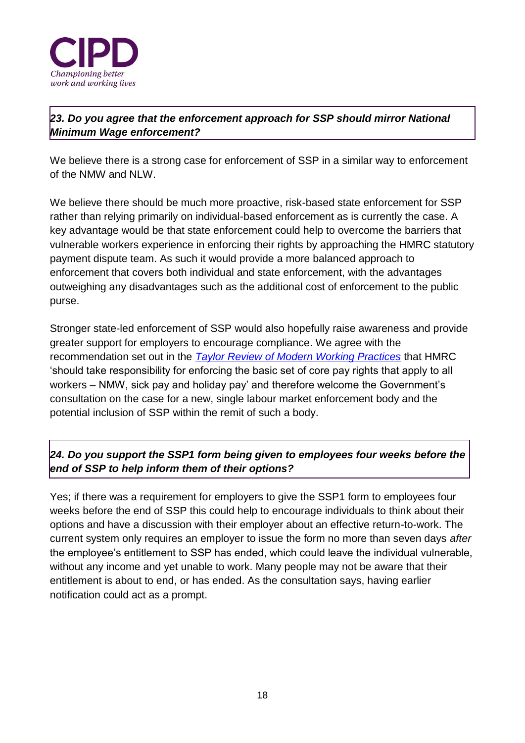***23. Do you agree that the enforcement approach for SSP should mirror National Minimum Wage enforcement?***

We believe there is a strong case for enforcement of SSP in a similar way to enforcement of the NMW and NLW.

We believe there should be much more proactive, risk-based state enforcement for SSP rather than relying primarily on individual-based enforcement as is currently the case. A key advantage would be that state enforcement could help to overcome the barriers that vulnerable workers experience in enforcing their rights by approaching the HMRC statutory payment dispute team. As such it would provide a more balanced approach to enforcement that covers both individual and state enforcement, with the advantages outweighing any disadvantages such as the additional cost of enforcement to the public purse.

Stronger state-led enforcement of SSP would also hopefully raise awareness and provide greater support for employers to encourage compliance. We agree with the recommendation set out in the *Taylor Review of Modern Working Practices* that HMRC 'should take responsibility for enforcing the basic set of core pay rights that apply to all workers – NMW, sick pay and holiday pay' and therefore welcome the Government's consultation on the case for a new, single labour market enforcement body and the potential inclusion of SSP within the remit of such a body.

***24. Do you support the SSP1 form being given to employees four weeks before the end of SSP to help inform them of their options?***

Yes; if there was a requirement for employers to give the SSP1 form to employees four weeks before the end of SSP this could help to encourage individuals to think about their options and have a discussion with their employer about an effective return-to-work. The current system only requires an employer to issue the form no more than seven days *after* the employee's entitlement to SSP has ended, which could leave the individual vulnerable, without any income and yet unable to work. Many people may not be aware that their entitlement is about to end, or has ended. As the consultation says, having earlier notification could act as a prompt.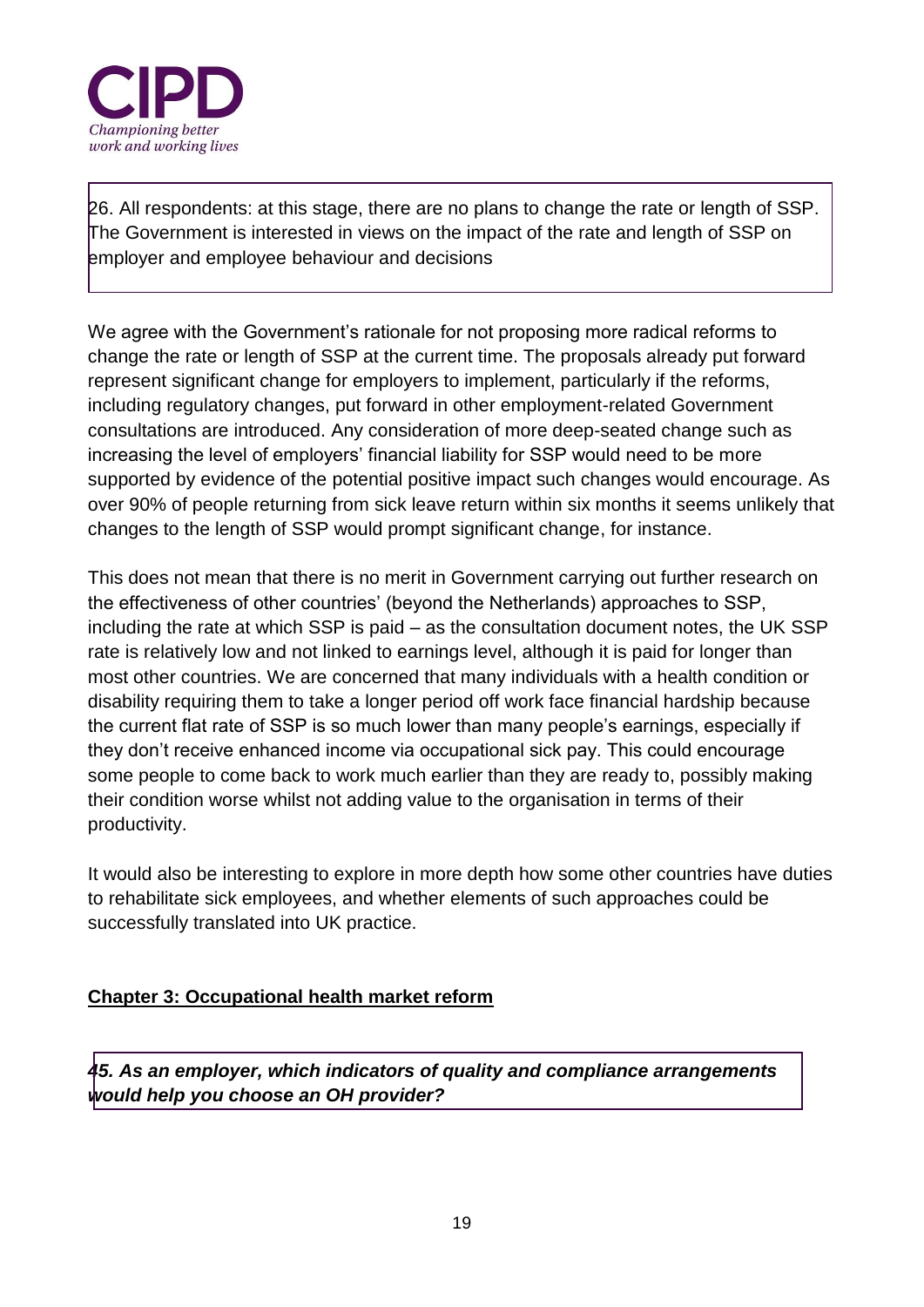26. All respondents: at this stage, there are no plans to change the rate or length of SSP. The Government is interested in views on the impact of the rate and length of SSP on employer and employee behaviour and decisions

We agree with the Government's rationale for not proposing more radical reforms to change the rate or length of SSP at the current time. The proposals already put forward represent significant change for employers to implement, particularly if the reforms, including regulatory changes, put forward in other employment-related Government consultations are introduced. Any consideration of more deep-seated change such as increasing the level of employers' financial liability for SSP would need to be more supported by evidence of the potential positive impact such changes would encourage. As over 90% of people returning from sick leave return within six months it seems unlikely that changes to the length of SSP would prompt significant change, for instance.

This does not mean that there is no merit in Government carrying out further research on the effectiveness of other countries' (beyond the Netherlands) approaches to SSP, including the rate at which SSP is paid – as the consultation document notes, the UK SSP rate is relatively low and not linked to earnings level, although it is paid for longer than most other countries. We are concerned that many individuals with a health condition or disability requiring them to take a longer period off work face financial hardship because the current flat rate of SSP is so much lower than many people's earnings, especially if they don't receive enhanced income via occupational sick pay. This could encourage some people to come back to work much earlier than they are ready to, possibly making their condition worse whilst not adding value to the organisation in terms of their productivity.

It would also be interesting to explore in more depth how some other countries have duties to rehabilitate sick employees, and whether elements of such approaches could be successfully translated into UK practice.

## Chapter 3: Occupational health market reform

***45. As an employer, which indicators of quality and compliance arrangements would help you choose an OH provider?***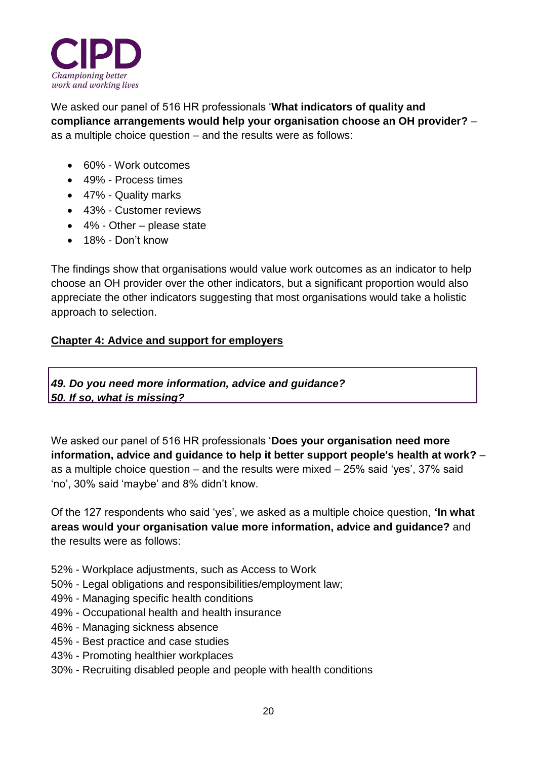We asked our panel of 516 HR professionals '**What indicators of quality and compliance arrangements would help your organisation choose an OH provider?** – as a multiple choice question – and the results were as follows:

- 60% - Work outcomes
- 49% - Process times
- 47% - Quality marks
- 43% - Customer reviews
- 4% - Other – please state
- 18% - Don't know

The findings show that organisations would value work outcomes as an indicator to help choose an OH provider over the other indicators, but a significant proportion would also appreciate the other indicators suggesting that most organisations would take a holistic approach to selection.

## Chapter 4: Advice and support for employers

***49. Do you need more information, advice and guidance?***
***50. If so, what is missing?***

We asked our panel of 516 HR professionals '**Does your organisation need more information, advice and guidance to help it better support people's health at work?** – as a multiple choice question – and the results were mixed – 25% said 'yes', 37% said 'no', 30% said 'maybe' and 8% didn't know.

Of the 127 respondents who said 'yes', we asked as a multiple choice question, **'In what areas would your organisation value more information, advice and guidance?** and the results were as follows:

52% - Workplace adjustments, such as Access to Work
50% - Legal obligations and responsibilities/employment law;
49% - Managing specific health conditions
49% - Occupational health and health insurance
46% - Managing sickness absence
45% - Best practice and case studies
43% - Promoting healthier workplaces
30% - Recruiting disabled people and people with health conditions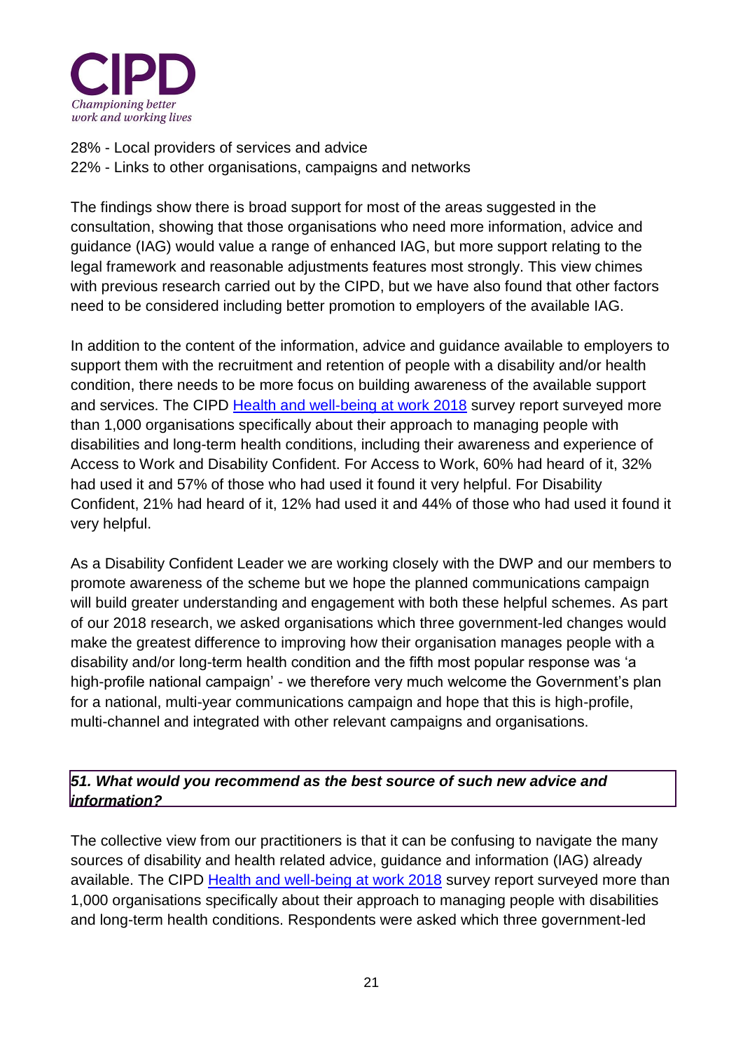28% - Local providers of services and advice
22% - Links to other organisations, campaigns and networks

The findings show there is broad support for most of the areas suggested in the consultation, showing that those organisations who need more information, advice and guidance (IAG) would value a range of enhanced IAG, but more support relating to the legal framework and reasonable adjustments features most strongly. This view chimes with previous research carried out by the CIPD, but we have also found that other factors need to be considered including better promotion to employers of the available IAG.

In addition to the content of the information, advice and guidance available to employers to support them with the recruitment and retention of people with a disability and/or health condition, there needs to be more focus on building awareness of the available support and services. The CIPD Health and well-being at work 2018 survey report surveyed more than 1,000 organisations specifically about their approach to managing people with disabilities and long-term health conditions, including their awareness and experience of Access to Work and Disability Confident. For Access to Work, 60% had heard of it, 32% had used it and 57% of those who had used it found it very helpful. For Disability Confident, 21% had heard of it, 12% had used it and 44% of those who had used it found it very helpful.

As a Disability Confident Leader we are working closely with the DWP and our members to promote awareness of the scheme but we hope the planned communications campaign will build greater understanding and engagement with both these helpful schemes. As part of our 2018 research, we asked organisations which three government-led changes would make the greatest difference to improving how their organisation manages people with a disability and/or long-term health condition and the fifth most popular response was 'a high-profile national campaign' - we therefore very much welcome the Government's plan for a national, multi-year communications campaign and hope that this is high-profile, multi-channel and integrated with other relevant campaigns and organisations.

### *51. What would you recommend as the best source of such new advice and information?*

The collective view from our practitioners is that it can be confusing to navigate the many sources of disability and health related advice, guidance and information (IAG) already available. The CIPD Health and well-being at work 2018 survey report surveyed more than 1,000 organisations specifically about their approach to managing people with disabilities and long-term health conditions. Respondents were asked which three government-led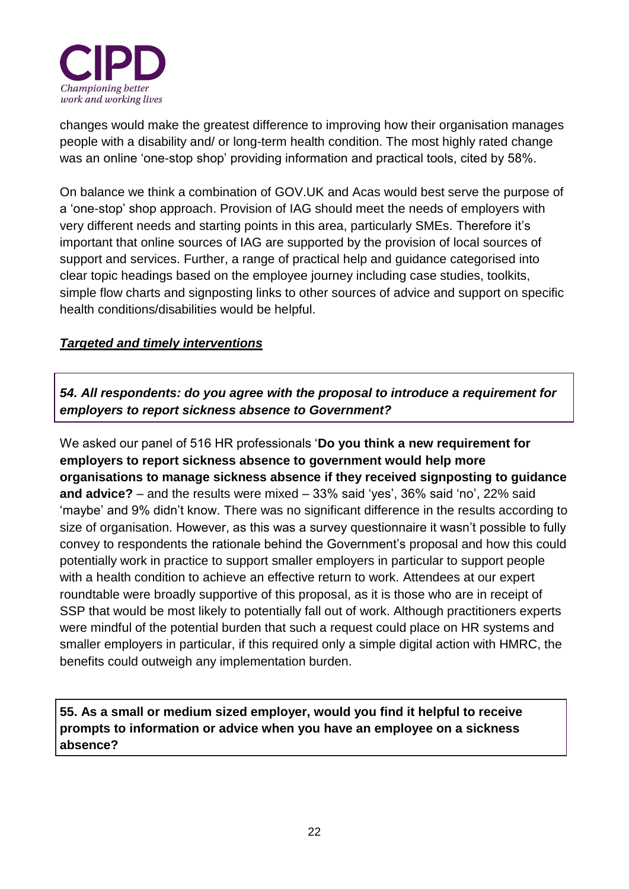changes would make the greatest difference to improving how their organisation manages people with a disability and/ or long-term health condition. The most highly rated change was an online 'one-stop shop' providing information and practical tools, cited by 58%.

On balance we think a combination of GOV.UK and Acas would best serve the purpose of a 'one-stop' shop approach. Provision of IAG should meet the needs of employers with very different needs and starting points in this area, particularly SMEs. Therefore it's important that online sources of IAG are supported by the provision of local sources of support and services. Further, a range of practical help and guidance categorised into clear topic headings based on the employee journey including case studies, toolkits, simple flow charts and signposting links to other sources of advice and support on specific health conditions/disabilities would be helpful.

***Targeted and timely interventions***

***54. All respondents: do you agree with the proposal to introduce a requirement for employers to report sickness absence to Government?***

We asked our panel of 516 HR professionals '**Do you think a new requirement for employers to report sickness absence to government would help more organisations to manage sickness absence if they received signposting to guidance and advice?** – and the results were mixed – 33% said 'yes', 36% said 'no', 22% said 'maybe' and 9% didn't know. There was no significant difference in the results according to size of organisation. However, as this was a survey questionnaire it wasn't possible to fully convey to respondents the rationale behind the Government's proposal and how this could potentially work in practice to support smaller employers in particular to support people with a health condition to achieve an effective return to work. Attendees at our expert roundtable were broadly supportive of this proposal, as it is those who are in receipt of SSP that would be most likely to potentially fall out of work. Although practitioners experts were mindful of the potential burden that such a request could place on HR systems and smaller employers in particular, if this required only a simple digital action with HMRC, the benefits could outweigh any implementation burden.

**55. As a small or medium sized employer, would you find it helpful to receive prompts to information or advice when you have an employee on a sickness absence?**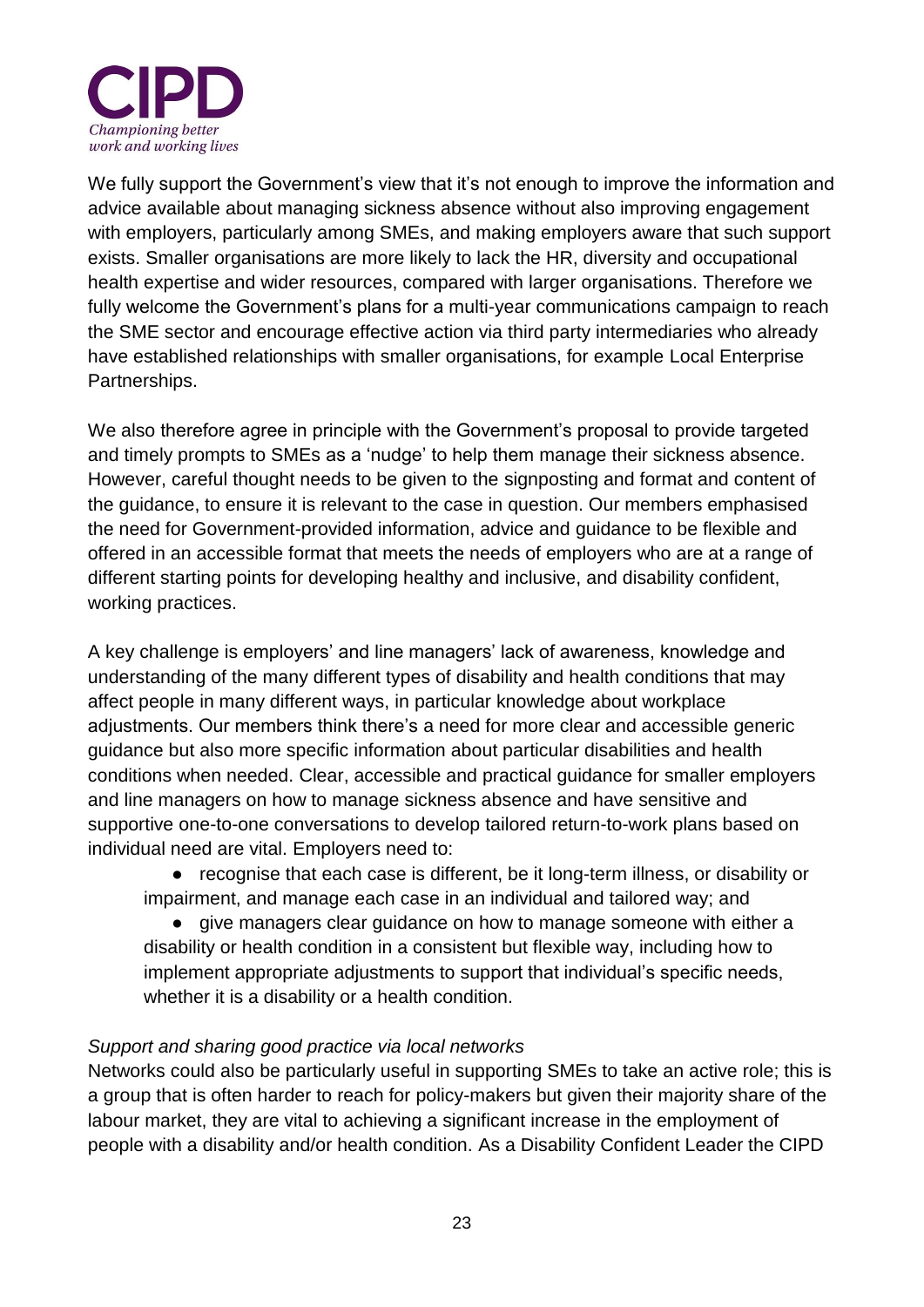We fully support the Government's view that it's not enough to improve the information and advice available about managing sickness absence without also improving engagement with employers, particularly among SMEs, and making employers aware that such support exists. Smaller organisations are more likely to lack the HR, diversity and occupational health expertise and wider resources, compared with larger organisations. Therefore we fully welcome the Government's plans for a multi-year communications campaign to reach the SME sector and encourage effective action via third party intermediaries who already have established relationships with smaller organisations, for example Local Enterprise Partnerships.

We also therefore agree in principle with the Government's proposal to provide targeted and timely prompts to SMEs as a 'nudge' to help them manage their sickness absence. However, careful thought needs to be given to the signposting and format and content of the guidance, to ensure it is relevant to the case in question. Our members emphasised the need for Government-provided information, advice and guidance to be flexible and offered in an accessible format that meets the needs of employers who are at a range of different starting points for developing healthy and inclusive, and disability confident, working practices.

A key challenge is employers' and line managers' lack of awareness, knowledge and understanding of the many different types of disability and health conditions that may affect people in many different ways, in particular knowledge about workplace adjustments. Our members think there's a need for more clear and accessible generic guidance but also more specific information about particular disabilities and health conditions when needed. Clear, accessible and practical guidance for smaller employers and line managers on how to manage sickness absence and have sensitive and supportive one-to-one conversations to develop tailored return-to-work plans based on individual need are vital. Employers need to:

- recognise that each case is different, be it long-term illness, or disability or impairment, and manage each case in an individual and tailored way; and
- give managers clear guidance on how to manage someone with either a disability or health condition in a consistent but flexible way, including how to implement appropriate adjustments to support that individual's specific needs, whether it is a disability or a health condition.

*Support and sharing good practice via local networks*

Networks could also be particularly useful in supporting SMEs to take an active role; this is a group that is often harder to reach for policy-makers but given their majority share of the labour market, they are vital to achieving a significant increase in the employment of people with a disability and/or health condition. As a Disability Confident Leader the CIPD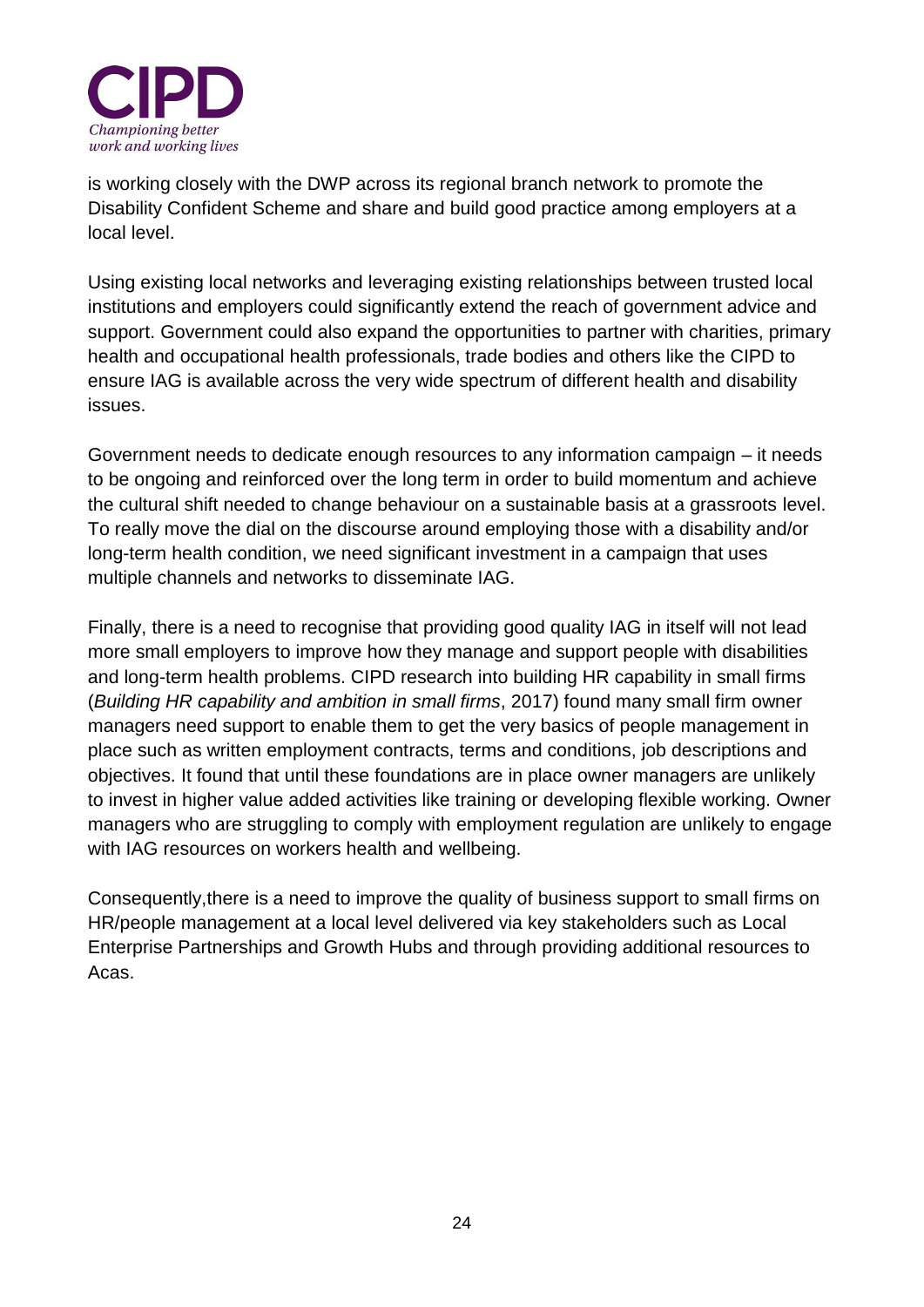is working closely with the DWP across its regional branch network to promote the Disability Confident Scheme and share and build good practice among employers at a local level.

Using existing local networks and leveraging existing relationships between trusted local institutions and employers could significantly extend the reach of government advice and support. Government could also expand the opportunities to partner with charities, primary health and occupational health professionals, trade bodies and others like the CIPD to ensure IAG is available across the very wide spectrum of different health and disability issues.

Government needs to dedicate enough resources to any information campaign – it needs to be ongoing and reinforced over the long term in order to build momentum and achieve the cultural shift needed to change behaviour on a sustainable basis at a grassroots level. To really move the dial on the discourse around employing those with a disability and/or long-term health condition, we need significant investment in a campaign that uses multiple channels and networks to disseminate IAG.

Finally, there is a need to recognise that providing good quality IAG in itself will not lead more small employers to improve how they manage and support people with disabilities and long-term health problems. CIPD research into building HR capability in small firms (*Building HR capability and ambition in small firms*, 2017) found many small firm owner managers need support to enable them to get the very basics of people management in place such as written employment contracts, terms and conditions, job descriptions and objectives. It found that until these foundations are in place owner managers are unlikely to invest in higher value added activities like training or developing flexible working. Owner managers who are struggling to comply with employment regulation are unlikely to engage with IAG resources on workers health and wellbeing.

Consequently,there is a need to improve the quality of business support to small firms on HR/people management at a local level delivered via key stakeholders such as Local Enterprise Partnerships and Growth Hubs and through providing additional resources to Acas.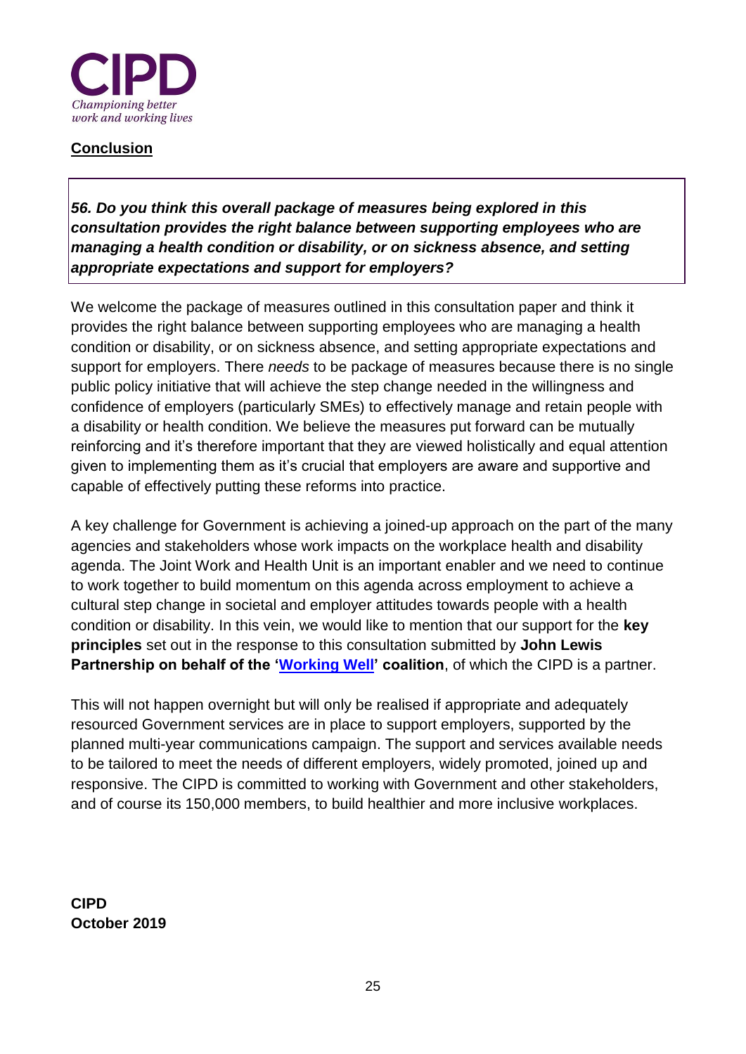CIPD

*Championing better work and working lives*

## Conclusion

***56. Do you think this overall package of measures being explored in this consultation provides the right balance between supporting employees who are managing a health condition or disability, or on sickness absence, and setting appropriate expectations and support for employers?***

We welcome the package of measures outlined in this consultation paper and think it provides the right balance between supporting employees who are managing a health condition or disability, or on sickness absence, and setting appropriate expectations and support for employers. There *needs* to be package of measures because there is no single public policy initiative that will achieve the step change needed in the willingness and confidence of employers (particularly SMEs) to effectively manage and retain people with a disability or health condition. We believe the measures put forward can be mutually reinforcing and it's therefore important that they are viewed holistically and equal attention given to implementing them as it's crucial that employers are aware and supportive and capable of effectively putting these reforms into practice.

A key challenge for Government is achieving a joined-up approach on the part of the many agencies and stakeholders whose work impacts on the workplace health and disability agenda. The Joint Work and Health Unit is an important enabler and we need to continue to work together to build momentum on this agenda across employment to achieve a cultural step change in societal and employer attitudes towards people with a health condition or disability. In this vein, we would like to mention that our support for the **key principles** set out in the response to this consultation submitted by **John Lewis Partnership on behalf of the 'Working Well' coalition**, of which the CIPD is a partner.

This will not happen overnight but will only be realised if appropriate and adequately resourced Government services are in place to support employers, supported by the planned multi-year communications campaign. The support and services available needs to be tailored to meet the needs of different employers, widely promoted, joined up and responsive. The CIPD is committed to working with Government and other stakeholders, and of course its 150,000 members, to build healthier and more inclusive workplaces.

**CIPD**
**October 2019**